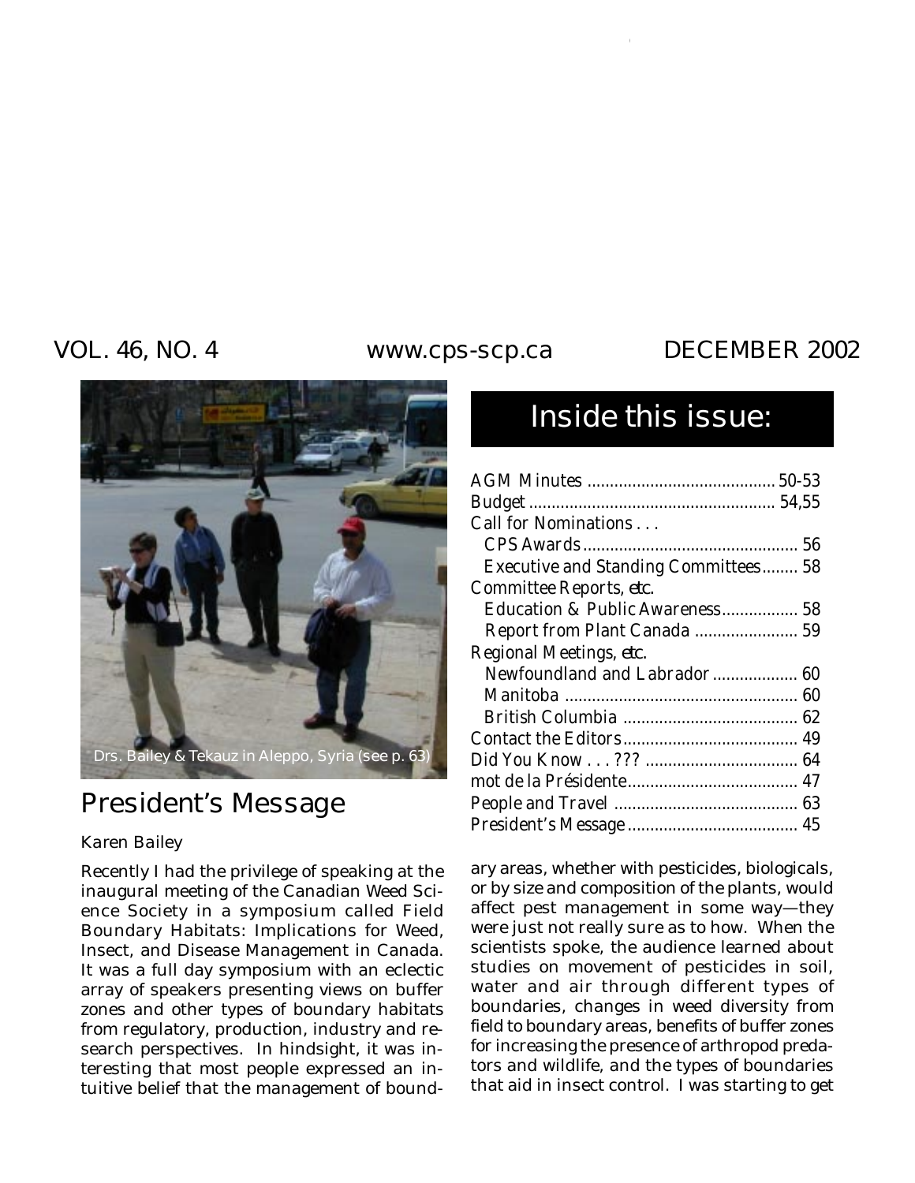VOL. 46, NO. 4 www.cps-scp.ca DECEMBER 2002

Drs. Bailey & Tekauz in Aleppo, Syria (see p. 63)

## Inside this issue:

| | |
|---|---|
| AGM Minutes | 50-53 |
| Budget | 54,55 |
| Call for Nominations . . . | |
| CPS Awards | 56 |
| Executive and Standing Committees | 58 |
| Committee Reports, *etc.* | |
| Education & Public Awareness | 58 |
| Report from Plant Canada | 59 |
| Regional Meetings, *etc.* | |
| Newfoundland and Labrador | 60 |
| Manitoba | 60 |
| British Columbia | 62 |
| Contact the Editors | 49 |
| Did You Know . . . ??? | 64 |
| mot de la Présidente | 47 |
| People and Travel | 63 |
| President's Message | 45 |

# President's Message

Karen Bailey

Recently I had the privilege of speaking at the inaugural meeting of the Canadian Weed Science Society in a symposium called Field Boundary Habitats: Implications for Weed, Insect, and Disease Management in Canada. It was a full day symposium with an eclectic array of speakers presenting views on buffer zones and other types of boundary habitats from regulatory, production, industry and research perspectives. In hindsight, it was interesting that most people expressed an intuitive belief that the management of boundary areas, whether with pesticides, biologicals, or by size and composition of the plants, would affect pest management in some way—they were just not really sure as to how. When the scientists spoke, the audience learned about studies on movement of pesticides in soil, water and air through different types of boundaries, changes in weed diversity from field to boundary areas, benefits of buffer zones for increasing the presence of arthropod predators and wildlife, and the types of boundaries that aid in insect control. I was starting to get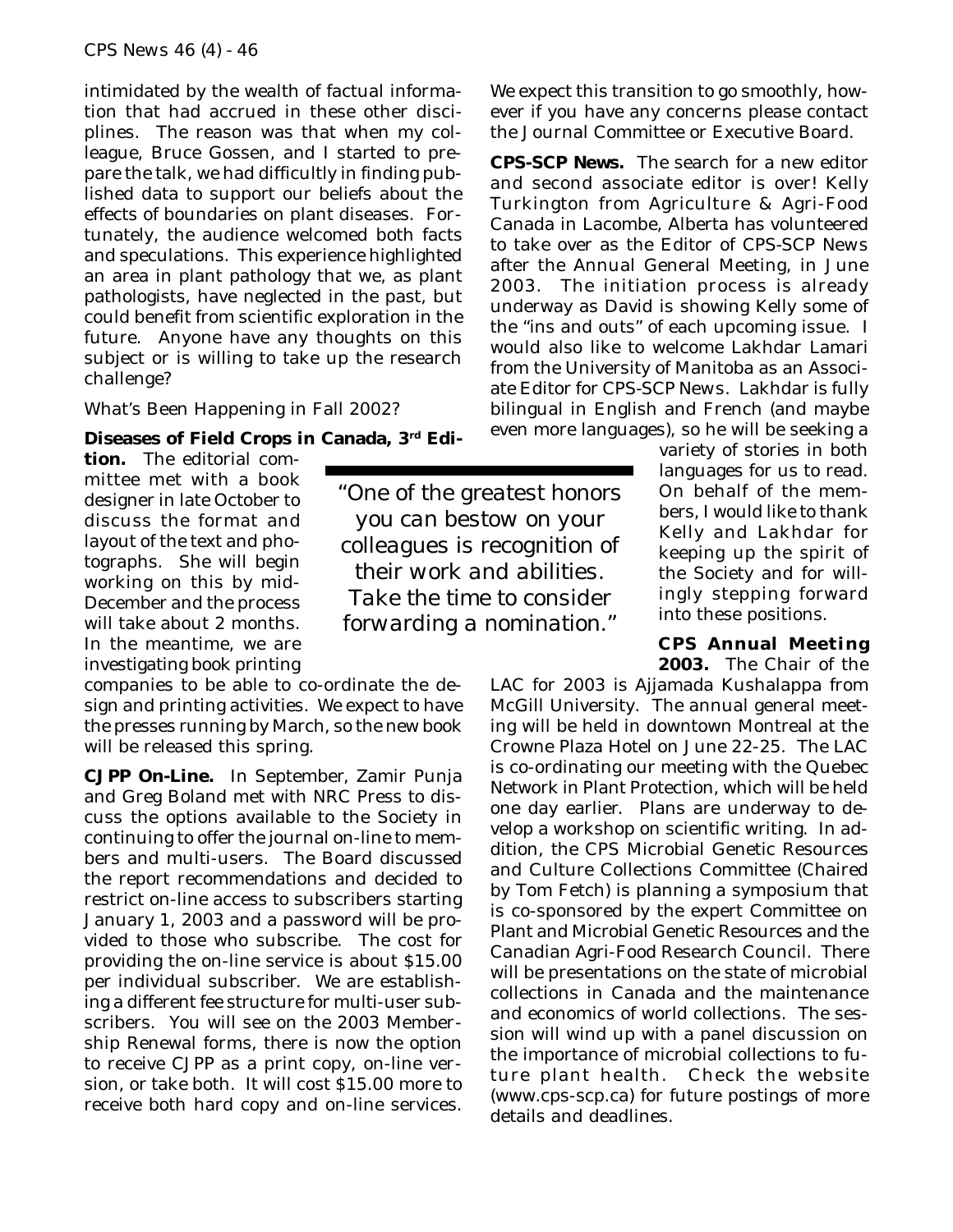intimidated by the wealth of factual information that had accrued in these other disciplines. The reason was that when my colleague, Bruce Gossen, and I started to prepare the talk, we had difficultly in finding published data to support our beliefs about the effects of boundaries on plant diseases. Fortunately, the audience welcomed both facts and speculations. This experience highlighted an area in plant pathology that we, as plant pathologists, have neglected in the past, but could benefit from scientific exploration in the future. Anyone have any thoughts on this subject or is willing to take up the research challenge?

*What's Been Happening in Fall 2002?*

**Diseases of Field Crops in Canada, 3rd Edition.** The editorial committee met with a book designer in late October to discuss the format and layout of the text and photographs. She will begin working on this by mid-December and the process will take about 2 months. In the meantime, we are investigating book printing companies to be able to co-ordinate the design and printing activities. We expect to have the presses running by March, so the new book will be released this spring.

*"One of the greatest honors you can bestow on your colleagues is recognition of their work and abilities. Take the time to consider forwarding a nomination."*

**CJPP On-Line.** In September, Zamir Punja and Greg Boland met with NRC Press to discuss the options available to the Society in continuing to offer the journal on-line to members and multi-users. The Board discussed the report recommendations and decided to restrict on-line access to subscribers starting January 1, 2003 and a password will be provided to those who subscribe. The cost for providing the on-line service is about $15.00 per individual subscriber. We are establishing a different fee structure for multi-user subscribers. You will see on the 2003 Membership Renewal forms, there is now the option to receive CJPP as a print copy, on-line version, or take both. It will cost $15.00 more to receive both hard copy and on-line services. We expect this transition to go smoothly, however if you have any concerns please contact the Journal Committee or Executive Board.

**CPS-SCP News.** The search for a new editor and second associate editor is over! Kelly Turkington from Agriculture & Agri-Food Canada in Lacombe, Alberta has volunteered to take over as the Editor of CPS-SCP News after the Annual General Meeting, in June 2003. The initiation process is already underway as David is showing Kelly some of the "ins and outs" of each upcoming issue. I would also like to welcome Lakhdar Lamari from the University of Manitoba as an Associate Editor for CPS-SCP News. Lakhdar is fully bilingual in English and French (and maybe even more languages), so he will be seeking a variety of stories in both languages for us to read. On behalf of the members, I would like to thank Kelly and Lakhdar for keeping up the spirit of the Society and for willingly stepping forward into these positions.

**CPS Annual Meeting 2003.** The Chair of the LAC for 2003 is Ajjamada Kushalappa from McGill University. The annual general meeting will be held in downtown Montreal at the Crowne Plaza Hotel on June 22-25. The LAC is co-ordinating our meeting with the Quebec Network in Plant Protection, which will be held one day earlier. Plans are underway to develop a workshop on scientific writing. In addition, the CPS Microbial Genetic Resources and Culture Collections Committee (Chaired by Tom Fetch) is planning a symposium that is co-sponsored by the expert Committee on Plant and Microbial Genetic Resources and the Canadian Agri-Food Research Council. There will be presentations on the state of microbial collections in Canada and the maintenance and economics of world collections. The session will wind up with a panel discussion on the importance of microbial collections to future plant health. Check the website (www.cps-scp.ca) for future postings of more details and deadlines.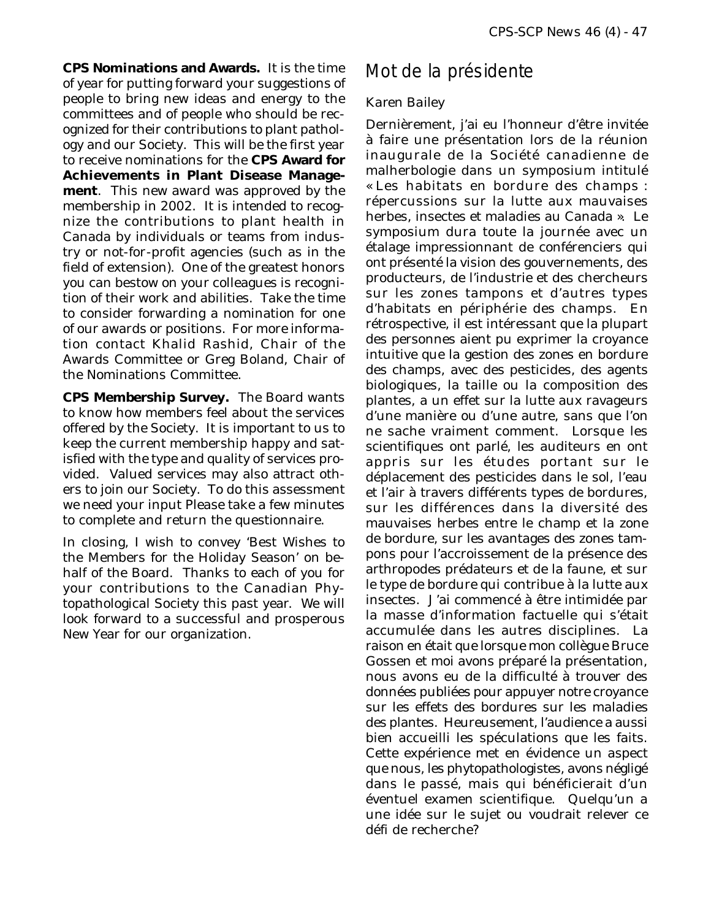**CPS Nominations and Awards.** It is the time of year for putting forward your suggestions of people to bring new ideas and energy to the committees and of people who should be recognized for their contributions to plant pathology and our Society. This will be the first year to receive nominations for the **CPS Award for Achievements in Plant Disease Management**. This new award was approved by the membership in 2002. It is intended to recognize the contributions to plant health in Canada by individuals or teams from industry or not-for-profit agencies (such as in the field of extension). One of the greatest honors you can bestow on your colleagues is recognition of their work and abilities. Take the time to consider forwarding a nomination for one of our awards or positions. For more information contact Khalid Rashid, Chair of the Awards Committee or Greg Boland, Chair of the Nominations Committee.

**CPS Membership Survey.** The Board wants to know how members feel about the services offered by the Society. It is important to us to keep the current membership happy and satisfied with the type and quality of services provided. Valued services may also attract others to join our Society. To do this assessment we need your input Please take a few minutes to complete and return the questionnaire.

In closing, I wish to convey 'Best Wishes to the Members for the Holiday Season' on behalf of the Board. Thanks to each of you for your contributions to the Canadian Phytopathological Society this past year. We will look forward to a successful and prosperous New Year for our organization.

# Mot de la présidente

Karen Bailey

Dernièrement, j'ai eu l'honneur d'être invitée à faire une présentation lors de la réunion inaugurale de la Société canadienne de malherbologie dans un symposium intitulé « Les habitats en bordure des champs : répercussions sur la lutte aux mauvaises herbes, insectes et maladies au Canada ». Le symposium dura toute la journée avec un étalage impressionnant de conférenciers qui ont présenté la vision des gouvernements, des producteurs, de l'industrie et des chercheurs sur les zones tampons et d'autres types d'habitats en périphérie des champs. En rétrospective, il est intéressant que la plupart des personnes aient pu exprimer la croyance intuitive que la gestion des zones en bordure des champs, avec des pesticides, des agents biologiques, la taille ou la composition des plantes, a un effet sur la lutte aux ravageurs d'une manière ou d'une autre, sans que l'on ne sache vraiment comment. Lorsque les scientifiques ont parlé, les auditeurs en ont appris sur les études portant sur le déplacement des pesticides dans le sol, l'eau et l'air à travers différents types de bordures, sur les différences dans la diversité des mauvaises herbes entre le champ et la zone de bordure, sur les avantages des zones tampons pour l'accroissement de la présence des arthropodes prédateurs et de la faune, et sur le type de bordure qui contribue à la lutte aux insectes. J'ai commencé à être intimidée par la masse d'information factuelle qui s'était accumulée dans les autres disciplines. La raison en était que lorsque mon collègue Bruce Gossen et moi avons préparé la présentation, nous avons eu de la difficulté à trouver des données publiées pour appuyer notre croyance sur les effets des bordures sur les maladies des plantes. Heureusement, l'audience a aussi bien accueilli les spéculations que les faits. Cette expérience met en évidence un aspect que nous, les phytopathologistes, avons négligé dans le passé, mais qui bénéficierait d'un éventuel examen scientifique. Quelqu'un a une idée sur le sujet ou voudrait relever ce défi de recherche?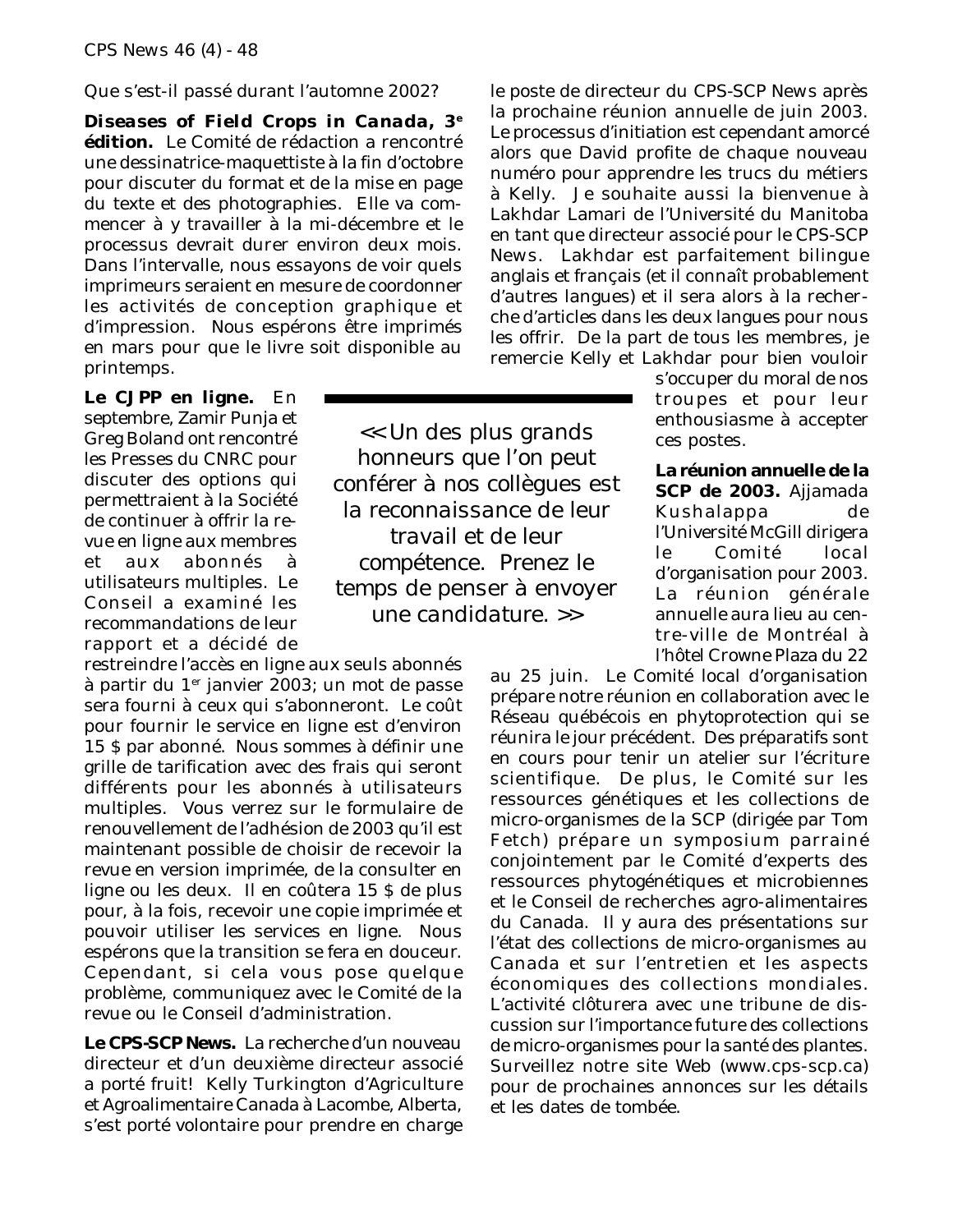Que s'est-il passé durant l'automne 2002?

**Diseases of Field Crops in Canada, 3[e] édition.** Le Comité de rédaction a rencontré une dessinatrice-maquettiste à la fin d'octobre pour discuter du format et de la mise en page du texte et des photographies. Elle va commencer à y travailler à la mi-décembre et le processus devrait durer environ deux mois. Dans l'intervalle, nous essayons de voir quels imprimeurs seraient en mesure de coordonner les activités de conception graphique et d'impression. Nous espérons être imprimés en mars pour que le livre soit disponible au printemps.

**Le CJPP en ligne.** En septembre, Zamir Punja et Greg Boland ont rencontré les Presses du CNRC pour discuter des options qui permettraient à la Société de continuer à offrir la revue en ligne aux membres et aux abonnés à utilisateurs multiples. Le Conseil a examiné les recommandations de leur rapport et a décidé de restreindre l'accès en ligne aux seuls abonnés à partir du 1[er] janvier 2003; un mot de passe sera fourni à ceux qui s'abonneront. Le coût pour fournir le service en ligne est d'environ 15 $ par abonné. Nous sommes à définir une grille de tarification avec des frais qui seront différents pour les abonnés à utilisateurs multiples. Vous verrez sur le formulaire de renouvellement de l'adhésion de 2003 qu'il est maintenant possible de choisir de recevoir la revue en version imprimée, de la consulter en ligne ou les deux. Il en coûtera 15 $ de plus pour, à la fois, recevoir une copie imprimée et pouvoir utiliser les services en ligne. Nous espérons que la transition se fera en douceur. Cependant, si cela vous pose quelque problème, communiquez avec le Comité de la revue ou le Conseil d'administration.

**Le CPS-SCP News.** La recherche d'un nouveau directeur et d'un deuxième directeur associé a porté fruit! Kelly Turkington d'Agriculture et Agroalimentaire Canada à Lacombe, Alberta, s'est porté volontaire pour prendre en charge le poste de directeur du CPS-SCP News après la prochaine réunion annuelle de juin 2003. Le processus d'initiation est cependant amorcé alors que David profite de chaque nouveau numéro pour apprendre les trucs du métiers à Kelly. Je souhaite aussi la bienvenue à Lakhdar Lamari de l'Université du Manitoba en tant que directeur associé pour le CPS-SCP News. Lakhdar est parfaitement bilingue anglais et français (et il connaît probablement d'autres langues) et il sera alors à la recherche d'articles dans les deux langues pour nous les offrir. De la part de tous les membres, je remercie Kelly et Lakhdar pour bien vouloir s'occuper du moral de nos troupes et pour leur enthousiasme à accepter ces postes.

> << Un des plus grands honneurs que l'on peut conférer à nos collègues est la reconnaissance de leur travail et de leur compétence. Prenez le temps de penser à envoyer une candidature. >>

**La réunion annuelle de la SCP de 2003.** Ajjamada Kushalappa de l'Université McGill dirigera le Comité local d'organisation pour 2003. La réunion générale annuelle aura lieu au centre-ville de Montréal à l'hôtel Crowne Plaza du 22 au 25 juin. Le Comité local d'organisation prépare notre réunion en collaboration avec le Réseau québécois en phytoprotection qui se réunira le jour précédent. Des préparatifs sont en cours pour tenir un atelier sur l'écriture scientifique. De plus, le Comité sur les ressources génétiques et les collections de micro-organismes de la SCP (dirigée par Tom Fetch) prépare un symposium parrainé conjointement par le Comité d'experts des ressources phytogénétiques et microbiennes et le Conseil de recherches agro-alimentaires du Canada. Il y aura des présentations sur l'état des collections de micro-organismes au Canada et sur l'entretien et les aspects économiques des collections mondiales. L'activité clôturera avec une tribune de discussion sur l'importance future des collections de micro-organismes pour la santé des plantes. Surveillez notre site Web (www.cps-scp.ca) pour de prochaines annonces sur les détails et les dates de tombée.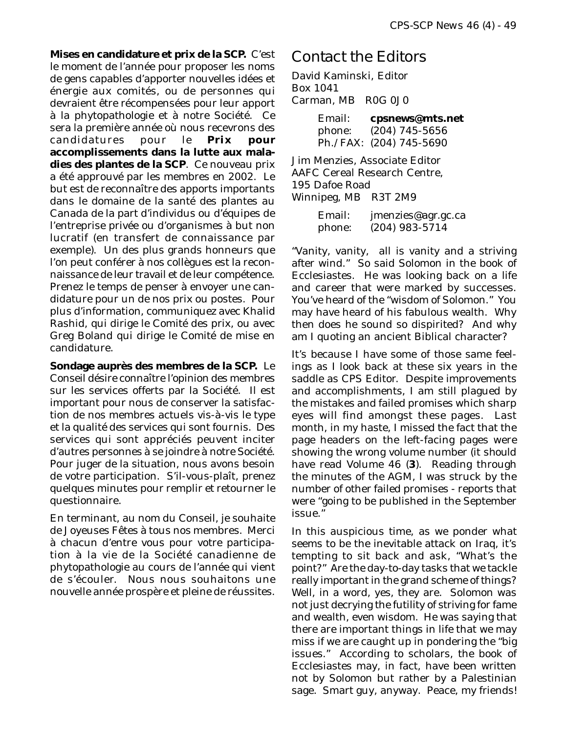**Mises en candidature et prix de la SCP.** C'est le moment de l'année pour proposer les noms de gens capables d'apporter nouvelles idées et énergie aux comités, ou de personnes qui devraient être récompensées pour leur apport à la phytopathologie et à notre Société. Ce sera la première année où nous recevrons des candidatures pour le **Prix pour accomplissements dans la lutte aux maladies des plantes de la SCP**. Ce nouveau prix a été approuvé par les membres en 2002. Le but est de reconnaître des apports importants dans le domaine de la santé des plantes au Canada de la part d'individus ou d'équipes de l'entreprise privée ou d'organismes à but non lucratif (en transfert de connaissance par exemple). Un des plus grands honneurs que l'on peut conférer à nos collègues est la reconnaissance de leur travail et de leur compétence. Prenez le temps de penser à envoyer une candidature pour un de nos prix ou postes. Pour plus d'information, communiquez avec Khalid Rashid, qui dirige le Comité des prix, ou avec Greg Boland qui dirige le Comité de mise en candidature.

**Sondage auprès des membres de la SCP.** Le Conseil désire connaître l'opinion des membres sur les services offerts par la Société. Il est important pour nous de conserver la satisfaction de nos membres actuels vis-à-vis le type et la qualité des services qui sont fournis. Des services qui sont appréciés peuvent inciter d'autres personnes à se joindre à notre Société. Pour juger de la situation, nous avons besoin de votre participation. S'il-vous-plaît, prenez quelques minutes pour remplir et retourner le questionnaire.

En terminant, au nom du Conseil, je souhaite de Joyeuses Fêtes à tous nos membres. Merci à chacun d'entre vous pour votre participation à la vie de la Société canadienne de phytopathologie au cours de l'année qui vient de s'écouler. Nous nous souhaitons une nouvelle année prospère et pleine de réussites.

# Contact the Editors

David Kaminski, Editor
Box 1041
Carman, MB R0G 0J0

Email: **cpsnews@mts.net**
phone: (204) 745-5656
Ph./FAX: (204) 745-5690

Jim Menzies, Associate Editor
AAFC Cereal Research Centre,
195 Dafoe Road
Winnipeg, MB R3T 2M9

Email: jmenzies@agr.gc.ca
phone: (204) 983-5714

"Vanity, vanity, all is vanity and a striving after wind." So said Solomon in the book of Ecclesiastes. He was looking back on a life and career that were marked by successes. You've heard of the "wisdom of Solomon." You may have heard of his fabulous wealth. Why then does he sound so dispirited? And why am I quoting an ancient Biblical character?

It's because I have some of those same feelings as I look back at these six years in the saddle as CPS Editor. Despite improvements and accomplishments, I am still plagued by the mistakes and failed promises which sharp eyes will find amongst these pages. Last month, in my haste, I missed the fact that the page headers on the left-facing pages were showing the wrong volume number (it should have read Volume 46 (**3**). Reading through the minutes of the AGM, I was struck by the number of other failed promises - reports that were "going to be published in the September issue."

In this auspicious time, as we ponder what seems to be the inevitable attack on Iraq, it's tempting to sit back and ask, "What's the point?" Are the day-to-day tasks that we tackle really important in the grand scheme of things? Well, in a word, yes, they are. Solomon was not just decrying the futility of striving for fame and wealth, even wisdom. He was saying that there are important things in life that we may miss if we are caught up in pondering the "big issues." According to scholars, the book of Ecclesiastes may, in fact, have been written not by Solomon but rather by a Palestinian sage. Smart guy, anyway. Peace, my friends!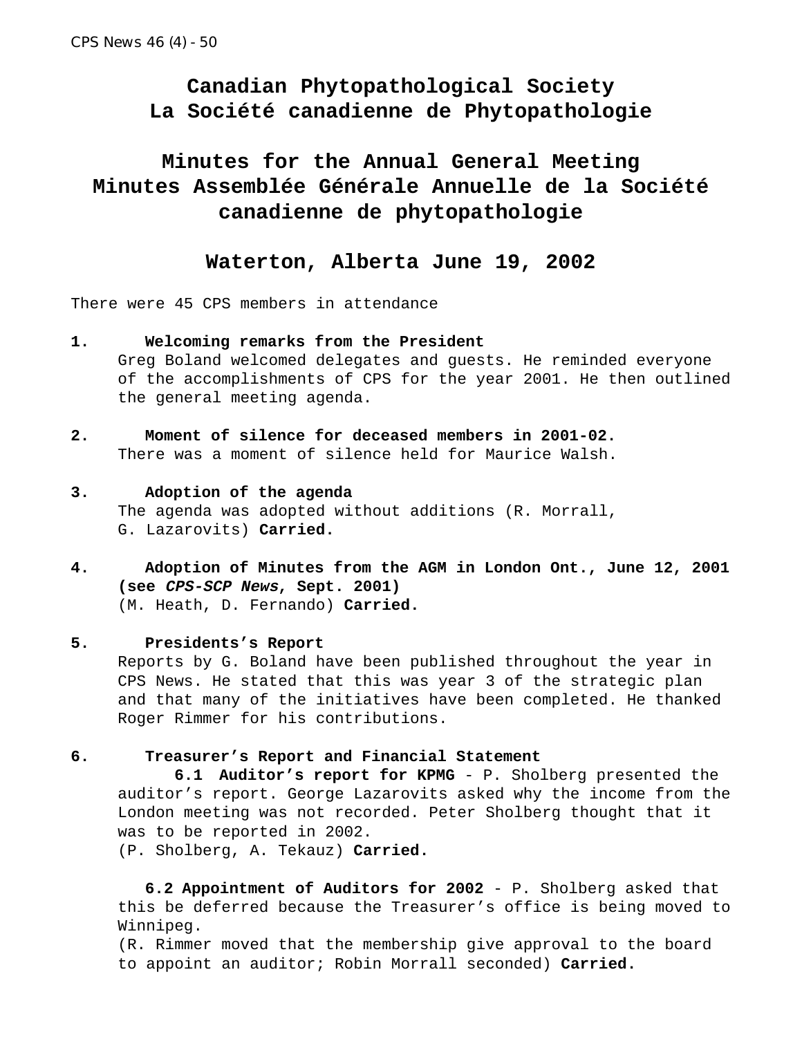# Canadian Phytopathological Society
# La Société canadienne de Phytopathologie

## Minutes for the Annual General Meeting
## Minutes Assemblée Générale Annuelle de la Société canadienne de phytopathologie

## Waterton, Alberta June 19, 2002

There were 45 CPS members in attendance

**1. Welcoming remarks from the President**
Greg Boland welcomed delegates and guests. He reminded everyone of the accomplishments of CPS for the year 2001. He then outlined the general meeting agenda.

**2. Moment of silence for deceased members in 2001-02.**
There was a moment of silence held for Maurice Walsh.

**3. Adoption of the agenda**
The agenda was adopted without additions (R. Morrall, G. Lazarovits) **Carried.**

**4. Adoption of Minutes from the AGM in London Ont., June 12, 2001 (see *CPS-SCP News*, Sept. 2001)**
(M. Heath, D. Fernando) **Carried.**

**5. Presidents's Report**
Reports by G. Boland have been published throughout the year in CPS News. He stated that this was year 3 of the strategic plan and that many of the initiatives have been completed. He thanked Roger Rimmer for his contributions.

**6. Treasurer's Report and Financial Statement**

**6.1 Auditor's report for KPMG** - P. Sholberg presented the auditor's report. George Lazarovits asked why the income from the London meeting was not recorded. Peter Sholberg thought that it was to be reported in 2002.
(P. Sholberg, A. Tekauz) **Carried.**

**6.2 Appointment of Auditors for 2002** - P. Sholberg asked that this be deferred because the Treasurer's office is being moved to Winnipeg.
(R. Rimmer moved that the membership give approval to the board to appoint an auditor; Robin Morrall seconded) **Carried.**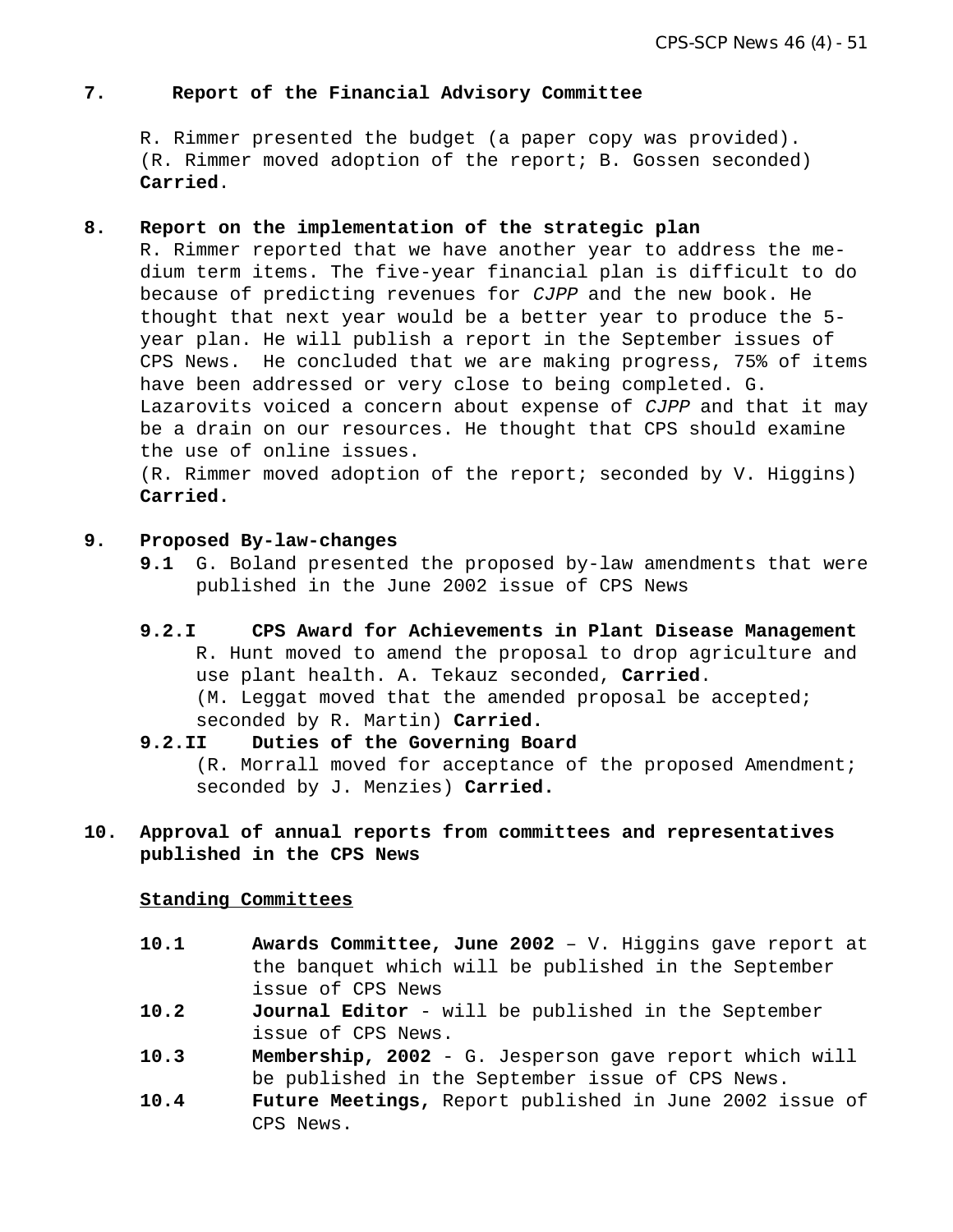## 7. Report of the Financial Advisory Committee

R. Rimmer presented the budget (a paper copy was provided). (R. Rimmer moved adoption of the report; B. Gossen seconded) **Carried**.

## 8. Report on the implementation of the strategic plan

R. Rimmer reported that we have another year to address the medium term items. The five-year financial plan is difficult to do because of predicting revenues for *CJPP* and the new book. He thought that next year would be a better year to produce the 5-year plan. He will publish a report in the September issues of CPS News. He concluded that we are making progress, 75% of items have been addressed or very close to being completed. G. Lazarovits voiced a concern about expense of *CJPP* and that it may be a drain on our resources. He thought that CPS should examine the use of online issues.

(R. Rimmer moved adoption of the report; seconded by V. Higgins) **Carried.**

## 9. Proposed By-law-changes

**9.1** G. Boland presented the proposed by-law amendments that were published in the June 2002 issue of CPS News

**9.2.I CPS Award for Achievements in Plant Disease Management**

R. Hunt moved to amend the proposal to drop agriculture and use plant health. A. Tekauz seconded, **Carried**.

(M. Leggat moved that the amended proposal be accepted; seconded by R. Martin) **Carried.**

**9.2.II Duties of the Governing Board**

(R. Morrall moved for acceptance of the proposed Amendment; seconded by J. Menzies) **Carried.**

## 10. Approval of annual reports from committees and representatives published in the CPS News

<u>**Standing Committees**</u>

**10.1 Awards Committee, June 2002** – V. Higgins gave report at the banquet which will be published in the September issue of CPS News

**10.2 Journal Editor** - will be published in the September issue of CPS News.

**10.3 Membership, 2002** - G. Jesperson gave report which will be published in the September issue of CPS News.

**10.4 Future Meetings,** Report published in June 2002 issue of CPS News.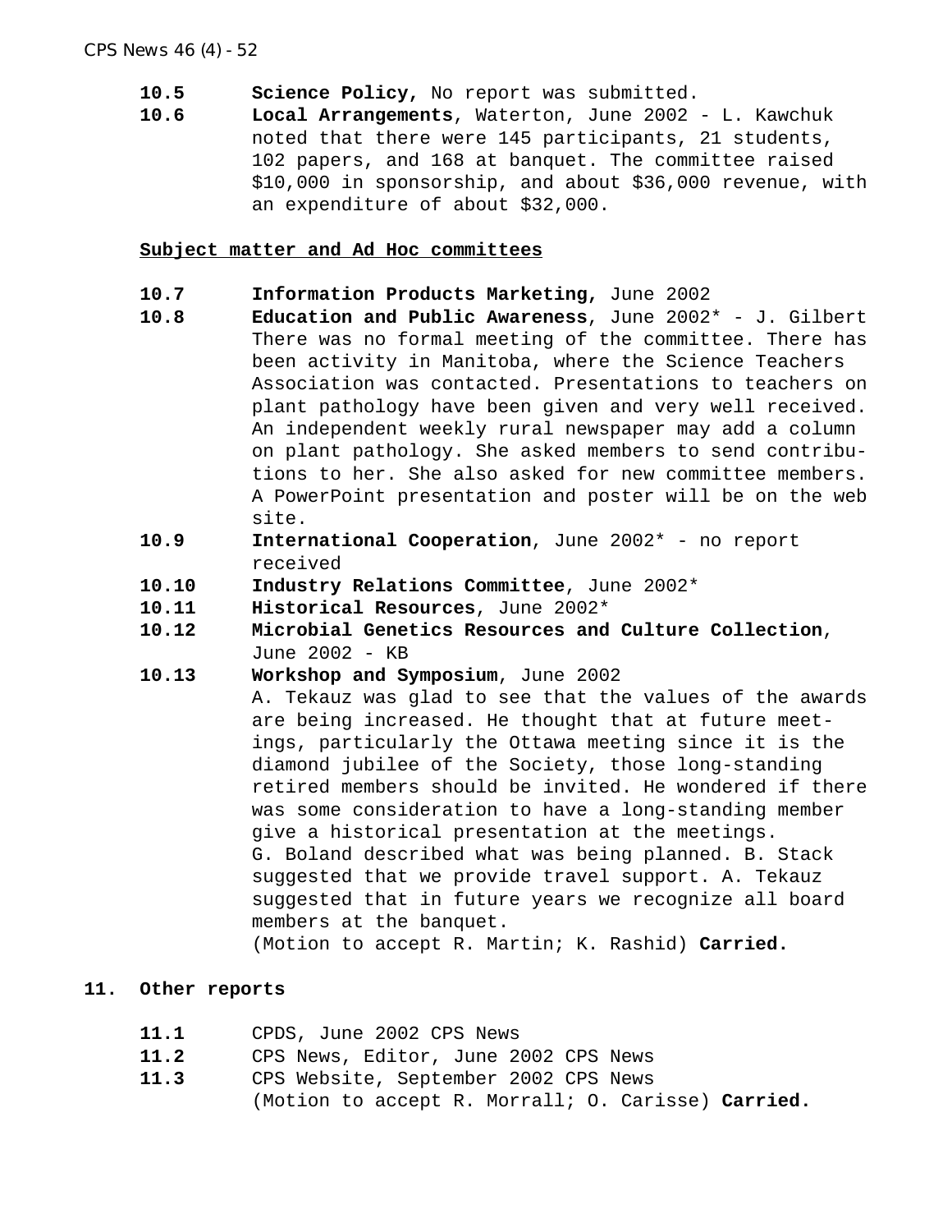**10.5** **Science Policy,** No report was submitted.

**10.6** **Local Arrangements**, Waterton, June 2002 - L. Kawchuk noted that there were 145 participants, 21 students, 102 papers, and 168 at banquet. The committee raised $10,000 in sponsorship, and about $36,000 revenue, with an expenditure of about $32,000.

**Subject matter and Ad Hoc committees**

**10.7** **Information Products Marketing,** June 2002

**10.8** **Education and Public Awareness**, June 2002* - J. Gilbert There was no formal meeting of the committee. There has been activity in Manitoba, where the Science Teachers Association was contacted. Presentations to teachers on plant pathology have been given and very well received. An independent weekly rural newspaper may add a column on plant pathology. She asked members to send contributions to her. She also asked for new committee members. A PowerPoint presentation and poster will be on the web site.

**10.9** **International Cooperation**, June 2002* - no report received

**10.10** **Industry Relations Committee**, June 2002*

**10.11** **Historical Resources**, June 2002*

**10.12** **Microbial Genetics Resources and Culture Collection**, June 2002 - KB

**10.13** **Workshop and Symposium**, June 2002

A. Tekauz was glad to see that the values of the awards are being increased. He thought that at future meetings, particularly the Ottawa meeting since it is the diamond jubilee of the Society, those long-standing retired members should be invited. He wondered if there was some consideration to have a long-standing member give a historical presentation at the meetings.

G. Boland described what was being planned. B. Stack suggested that we provide travel support. A. Tekauz suggested that in future years we recognize all board members at the banquet.

(Motion to accept R. Martin; K. Rashid) **Carried.**

## 11. Other reports

**11.1** CPDS, June 2002 CPS News

**11.2** CPS News, Editor, June 2002 CPS News

**11.3** CPS Website, September 2002 CPS News

(Motion to accept R. Morrall; O. Carisse) **Carried.**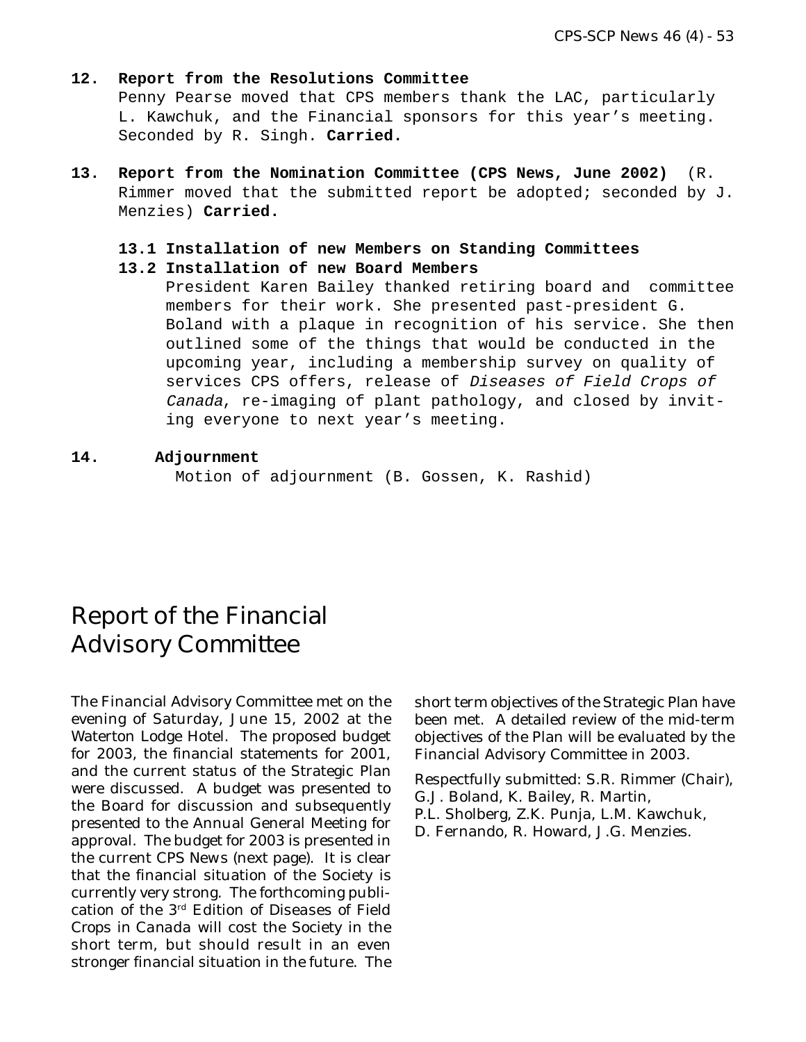**12. Report from the Resolutions Committee**

Penny Pearse moved that CPS members thank the LAC, particularly L. Kawchuk, and the Financial sponsors for this year's meeting. Seconded by R. Singh. **Carried.**

**13. Report from the Nomination Committee (CPS News, June 2002)** (R. Rimmer moved that the submitted report be adopted; seconded by J. Menzies) **Carried.**

**13.1 Installation of new Members on Standing Committees**

**13.2 Installation of new Board Members**

President Karen Bailey thanked retiring board and committee members for their work. She presented past-president G. Boland with a plaque in recognition of his service. She then outlined some of the things that would be conducted in the upcoming year, including a membership survey on quality of services CPS offers, release of *Diseases of Field Crops of Canada*, re-imaging of plant pathology, and closed by inviting everyone to next year's meeting.

**14. Adjournment**

Motion of adjournment (B. Gossen, K. Rashid)

# Report of the Financial Advisory Committee

The Financial Advisory Committee met on the evening of Saturday, June 15, 2002 at the Waterton Lodge Hotel. The proposed budget for 2003, the financial statements for 2001, and the current status of the Strategic Plan were discussed. A budget was presented to the Board for discussion and subsequently presented to the Annual General Meeting for approval. The budget for 2003 is presented in the current CPS News (next page). It is clear that the financial situation of the Society is currently very strong. The forthcoming publication of the 3rd Edition of Diseases of Field Crops in Canada will cost the Society in the short term, but should result in an even stronger financial situation in the future. The short term objectives of the Strategic Plan have been met. A detailed review of the mid-term objectives of the Plan will be evaluated by the Financial Advisory Committee in 2003.

Respectfully submitted: S.R. Rimmer (Chair), G.J. Boland, K. Bailey, R. Martin, P.L. Sholberg, Z.K. Punja, L.M. Kawchuk, D. Fernando, R. Howard, J.G. Menzies.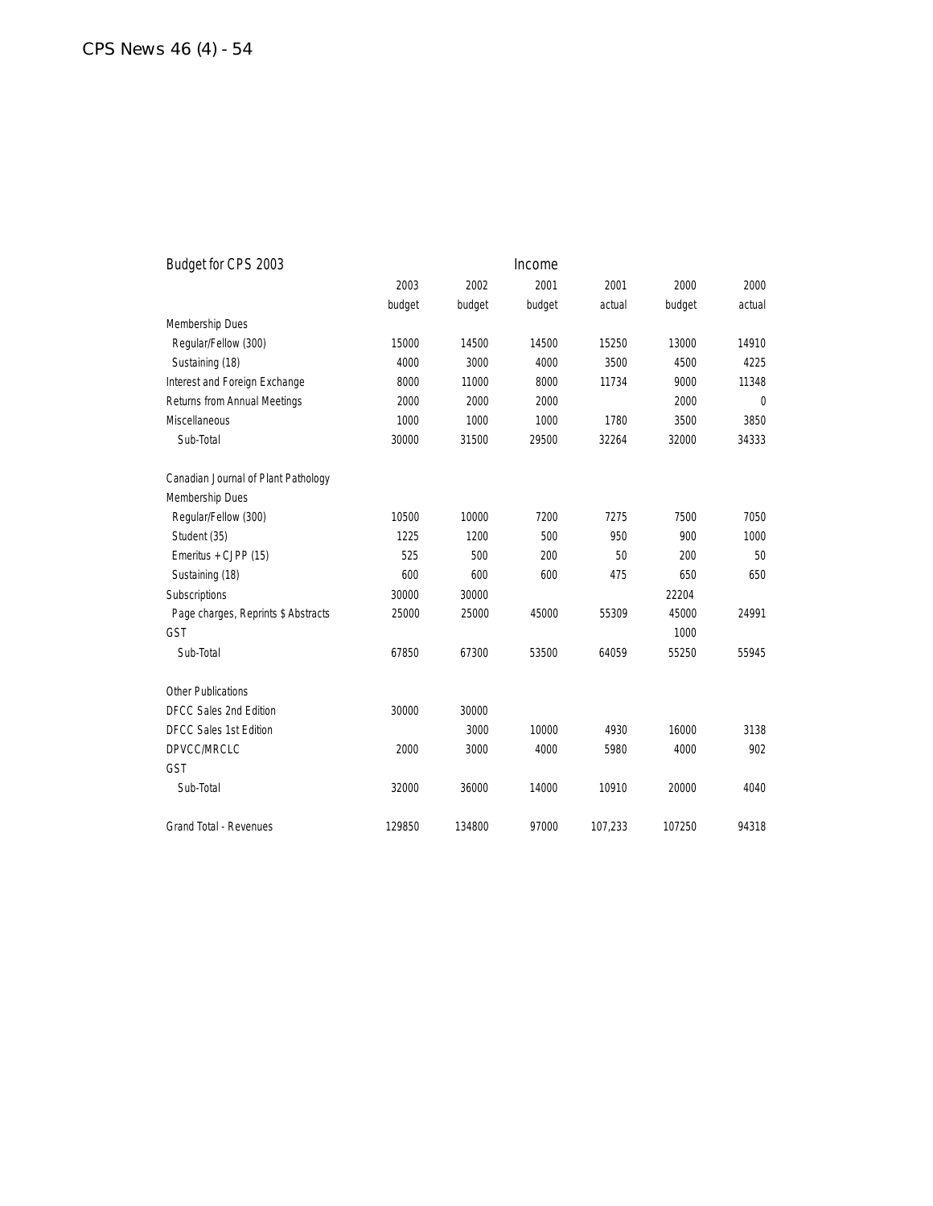| Budget for CPS 2003 | | | Income | | | |
|---|---|---|---|---|---|---|
| | 2003 | 2002 | 2001 | 2001 | 2000 | 2000 |
| | budget | budget | budget | actual | budget | actual |
| Membership Dues | | | | | | |
| Regular/Fellow (300) | 15000 | 14500 | 14500 | 15250 | 13000 | 14910 |
| Sustaining (18) | 4000 | 3000 | 4000 | 3500 | 4500 | 4225 |
| Interest and Foreign Exchange | 8000 | 11000 | 8000 | 11734 | 9000 | 11348 |
| Returns from Annual Meetings | 2000 | 2000 | 2000 | | 2000 | 0 |
| Miscellaneous | 1000 | 1000 | 1000 | 1780 | 3500 | 3850 |
| Sub-Total | 30000 | 31500 | 29500 | 32264 | 32000 | 34333 |
| | | | | | | |
| Canadian Journal of Plant Pathology | | | | | | |
| Membership Dues | | | | | | |
| Regular/Fellow (300) | 10500 | 10000 | 7200 | 7275 | 7500 | 7050 |
| Student (35) | 1225 | 1200 | 500 | 950 | 900 | 1000 |
| Emeritus + CJPP (15) | 525 | 500 | 200 | 50 | 200 | 50 |
| Sustaining (18) | 600 | 600 | 600 | 475 | 650 | 650 |
| Subscriptions | 30000 | 30000 | | | 22204 | |
| Page charges, Reprints $ Abstracts | 25000 | 25000 | 45000 | 55309 | 45000 | 24991 |
| GST | | | | | 1000 | |
| Sub-Total | 67850 | 67300 | 53500 | 64059 | 55250 | 55945 |
| | | | | | | |
| Other Publications | | | | | | |
| DFCC Sales 2nd Edition | 30000 | 30000 | | | | |
| DFCC Sales 1st Edition | | 3000 | 10000 | 4930 | 16000 | 3138 |
| DPVCC/MRCLC | 2000 | 3000 | 4000 | 5980 | 4000 | 902 |
| GST | | | | | | |
| Sub-Total | 32000 | 36000 | 14000 | 10910 | 20000 | 4040 |
| | | | | | | |
| Grand Total - Revenues | 129850 | 134800 | 97000 | 107,233 | 107250 | 94318 |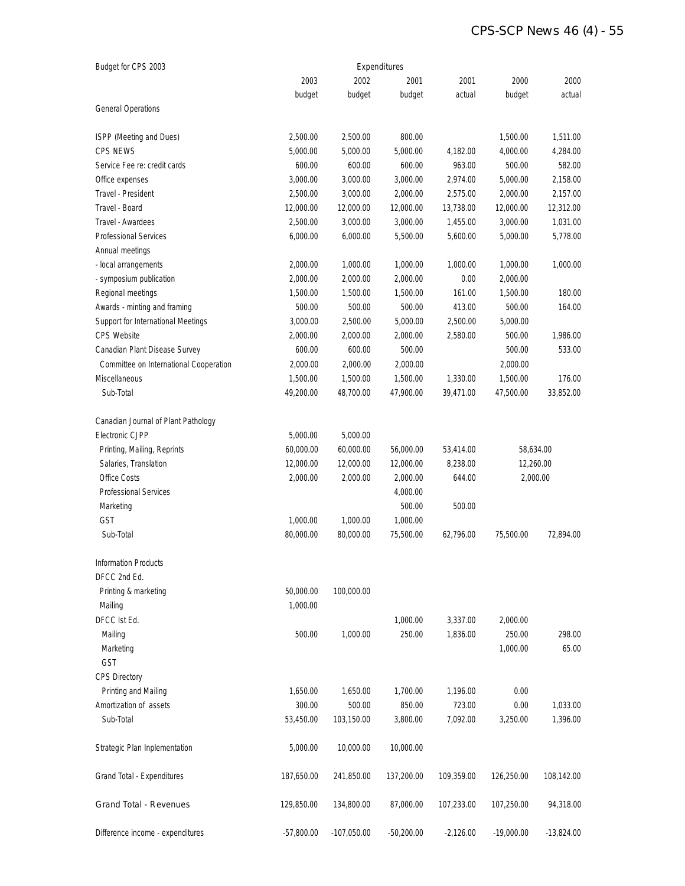| Budget for CPS 2003 | Expenditures | | | | | |
|---|---|---|---|---|---|---|
| | 2003 budget | 2002 budget | 2001 budget | 2001 actual | 2000 budget | 2000 actual |
| General Operations | | | | | | |
| ISPP (Meeting and Dues) | 2,500.00 | 2,500.00 | 800.00 | | 1,500.00 | 1,511.00 |
| CPS NEWS | 5,000.00 | 5,000.00 | 5,000.00 | 4,182.00 | 4,000.00 | 4,284.00 |
| Service Fee re: credit cards | 600.00 | 600.00 | 600.00 | 963.00 | 500.00 | 582.00 |
| Office expenses | 3,000.00 | 3,000.00 | 3,000.00 | 2,974.00 | 5,000.00 | 2,158.00 |
| Travel - President | 2,500.00 | 3,000.00 | 2,000.00 | 2,575.00 | 2,000.00 | 2,157.00 |
| Travel - Board | 12,000.00 | 12,000.00 | 12,000.00 | 13,738.00 | 12,000.00 | 12,312.00 |
| Travel - Awardees | 2,500.00 | 3,000.00 | 3,000.00 | 1,455.00 | 3,000.00 | 1,031.00 |
| Professional Services | 6,000.00 | 6,000.00 | 5,500.00 | 5,600.00 | 5,000.00 | 5,778.00 |
| Annual meetings | | | | | | |
| - local arrangements | 2,000.00 | 1,000.00 | 1,000.00 | 1,000.00 | 1,000.00 | 1,000.00 |
| - symposium publication | 2,000.00 | 2,000.00 | 2,000.00 | 0.00 | 2,000.00 | |
| Regional meetings | 1,500.00 | 1,500.00 | 1,500.00 | 161.00 | 1,500.00 | 180.00 |
| Awards - minting and framing | 500.00 | 500.00 | 500.00 | 413.00 | 500.00 | 164.00 |
| Support for International Meetings | 3,000.00 | 2,500.00 | 5,000.00 | 2,500.00 | 5,000.00 | |
| CPS Website | 2,000.00 | 2,000.00 | 2,000.00 | 2,580.00 | 500.00 | 1,986.00 |
| Canadian Plant Disease Survey | 600.00 | 600.00 | 500.00 | | 500.00 | 533.00 |
| Committee on International Cooperation | 2,000.00 | 2,000.00 | 2,000.00 | | 2,000.00 | |
| Miscellaneous | 1,500.00 | 1,500.00 | 1,500.00 | 1,330.00 | 1,500.00 | 176.00 |
| Sub-Total | 49,200.00 | 48,700.00 | 47,900.00 | 39,471.00 | 47,500.00 | 33,852.00 |
| Canadian Journal of Plant Pathology | | | | | | |
| Electronic CJPP | 5,000.00 | 5,000.00 | | | | |
| Printing, Mailing, Reprints | 60,000.00 | 60,000.00 | 56,000.00 | 53,414.00 | 58,634.00 | |
| Salaries, Translation | 12,000.00 | 12,000.00 | 12,000.00 | 8,238.00 | 12,260.00 | |
| Office Costs | 2,000.00 | 2,000.00 | 2,000.00 | 644.00 | 2,000.00 | |
| Professional Services | | | 4,000.00 | | | |
| Marketing | | | 500.00 | 500.00 | | |
| GST | 1,000.00 | 1,000.00 | 1,000.00 | | | |
| Sub-Total | 80,000.00 | 80,000.00 | 75,500.00 | 62,796.00 | 75,500.00 | 72,894.00 |
| Information Products | | | | | | |
| DFCC 2nd Ed. | | | | | | |
| Printing & marketing | 50,000.00 | 100,000.00 | | | | |
| Mailing | 1,000.00 | | | | | |
| DFCC Ist Ed. | | | 1,000.00 | 3,337.00 | 2,000.00 | |
| Mailing | 500.00 | 1,000.00 | 250.00 | 1,836.00 | 250.00 | 298.00 |
| Marketing | | | | | 1,000.00 | 65.00 |
| GST | | | | | | |
| CPS Directory | | | | | | |
| Printing and Mailing | 1,650.00 | 1,650.00 | 1,700.00 | 1,196.00 | 0.00 | |
| Amortization of assets | 300.00 | 500.00 | 850.00 | 723.00 | 0.00 | 1,033.00 |
| Sub-Total | 53,450.00 | 103,150.00 | 3,800.00 | 7,092.00 | 3,250.00 | 1,396.00 |
| Strategic Plan Inplementation | 5,000.00 | 10,000.00 | 10,000.00 | | | |
| Grand Total - Expenditures | 187,650.00 | 241,850.00 | 137,200.00 | 109,359.00 | 126,250.00 | 108,142.00 |
| Grand Total - Revenues | 129,850.00 | 134,800.00 | 87,000.00 | 107,233.00 | 107,250.00 | 94,318.00 |
| Difference income - expenditures | -57,800.00 | -107,050.00 | -50,200.00 | -2,126.00 | -19,000.00 | -13,824.00 |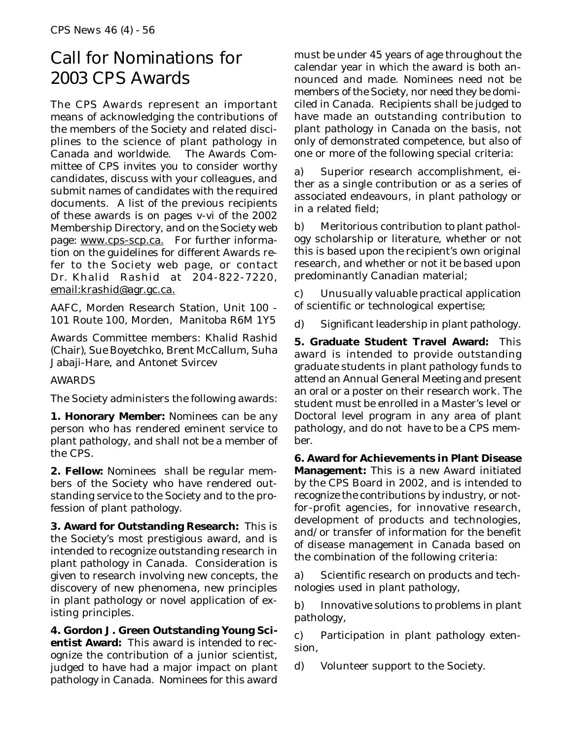# Call for Nominations for 2003 CPS Awards

The CPS Awards represent an important means of acknowledging the contributions of the members of the Society and related disciplines to the science of plant pathology in Canada and worldwide. The Awards Committee of CPS invites you to consider worthy candidates, discuss with your colleagues, and submit names of candidates with the required documents. A list of the previous recipients of these awards is on pages v-vi of the 2002 Membership Directory, and on the Society web page: www.cps-scp.ca. For further information on the guidelines for different Awards refer to the Society web page, or contact Dr. Khalid Rashid at 204-822-7220, email:krashid@agr.gc.ca.

AAFC, Morden Research Station, Unit 100 - 101 Route 100, Morden, Manitoba R6M 1Y5

Awards Committee members: Khalid Rashid (Chair), Sue Boyetchko, Brent McCallum, Suha Jabaji-Hare, and Antonet Svircev

AWARDS

The Society administers the following awards:

**1. Honorary Member:** Nominees can be any person who has rendered eminent service to plant pathology, and shall not be a member of the CPS.

**2. Fellow:** Nominees shall be regular members of the Society who have rendered outstanding service to the Society and to the profession of plant pathology.

**3. Award for Outstanding Research:** This is the Society's most prestigious award, and is intended to recognize outstanding research in plant pathology in Canada. Consideration is given to research involving new concepts, the discovery of new phenomena, new principles in plant pathology or novel application of existing principles.

**4. Gordon J. Green Outstanding Young Scientist Award:** This award is intended to recognize the contribution of a junior scientist, judged to have had a major impact on plant pathology in Canada. Nominees for this award must be under 45 years of age throughout the calendar year in which the award is both announced and made. Nominees need not be members of the Society, nor need they be domiciled in Canada. Recipients shall be judged to have made an outstanding contribution to plant pathology in Canada on the basis, not only of demonstrated competence, but also of one or more of the following special criteria:

a) Superior research accomplishment, either as a single contribution or as a series of associated endeavours, in plant pathology or in a related field;

b) Meritorious contribution to plant pathology scholarship or literature, whether or not this is based upon the recipient's own original research, and whether or not it be based upon predominantly Canadian material;

c) Unusually valuable practical application of scientific or technological expertise;

d) Significant leadership in plant pathology.

**5. Graduate Student Travel Award:** This award is intended to provide outstanding graduate students in plant pathology funds to attend an Annual General Meeting and present an oral or a poster on their research work. The student must be enrolled in a Master's level or Doctoral level program in any area of plant pathology, and do not have to be a CPS member.

**6. Award for Achievements in Plant Disease Management:** This is a new Award initiated by the CPS Board in 2002, and is intended to recognize the contributions by industry, or not-for-profit agencies, for innovative research, development of products and technologies, and/or transfer of information for the benefit of disease management in Canada based on the combination of the following criteria:

a) Scientific research on products and technologies used in plant pathology,

b) Innovative solutions to problems in plant pathology,

c) Participation in plant pathology extension,

d) Volunteer support to the Society.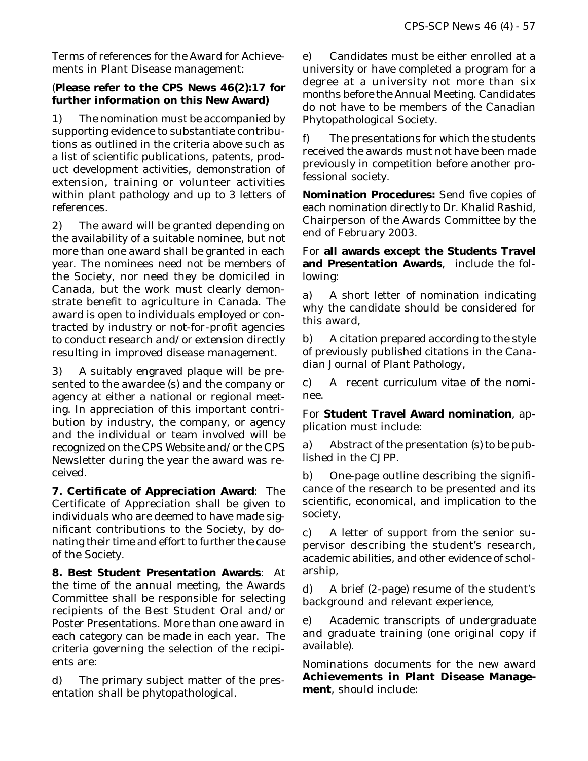Terms of references for the Award for Achievements in Plant Disease management:

(**Please refer to the CPS News 46(2):17 for further information on this New Award)**

1) The nomination must be accompanied by supporting evidence to substantiate contributions as outlined in the criteria above such as a list of scientific publications, patents, product development activities, demonstration of extension, training or volunteer activities within plant pathology and up to 3 letters of references.

2) The award will be granted depending on the availability of a suitable nominee, but not more than one award shall be granted in each year. The nominees need not be members of the Society, nor need they be domiciled in Canada, but the work must clearly demonstrate benefit to agriculture in Canada. The award is open to individuals employed or contracted by industry or not-for-profit agencies to conduct research and/or extension directly resulting in improved disease management.

3) A suitably engraved plaque will be presented to the awardee (s) and the company or agency at either a national or regional meeting. In appreciation of this important contribution by industry, the company, or agency and the individual or team involved will be recognized on the CPS Website and/or the CPS Newsletter during the year the award was received.

**7. Certificate of Appreciation Award**: The Certificate of Appreciation shall be given to individuals who are deemed to have made significant contributions to the Society, by donating their time and effort to further the cause of the Society.

**8. Best Student Presentation Awards**: At the time of the annual meeting, the Awards Committee shall be responsible for selecting recipients of the Best Student Oral and/or Poster Presentations. More than one award in each category can be made in each year. The criteria governing the selection of the recipients are:

d) The primary subject matter of the presentation shall be phytopathological.

e) Candidates must be either enrolled at a university or have completed a program for a degree at a university not more than six months before the Annual Meeting. Candidates do not have to be members of the Canadian Phytopathological Society.

f) The presentations for which the students received the awards must not have been made previously in competition before another professional society.

**Nomination Procedures:** Send five copies of each nomination directly to Dr. Khalid Rashid, Chairperson of the Awards Committee by the end of February 2003.

For **all awards except the Students Travel and Presentation Awards**, include the following:

a) A short letter of nomination indicating why the candidate should be considered for this award,

b) A citation prepared according to the style of previously published citations in the Canadian Journal of Plant Pathology,

c) A recent curriculum vitae of the nominee.

For **Student Travel Award nomination**, application must include:

a) Abstract of the presentation (s) to be published in the CJPP.

b) One-page outline describing the significance of the research to be presented and its scientific, economical, and implication to the society,

c) A letter of support from the senior supervisor describing the student's research, academic abilities, and other evidence of scholarship,

d) A brief (2-page) resume of the student's background and relevant experience,

e) Academic transcripts of undergraduate and graduate training (one original copy if available).

Nominations documents for the new award **Achievements in Plant Disease Management**, should include: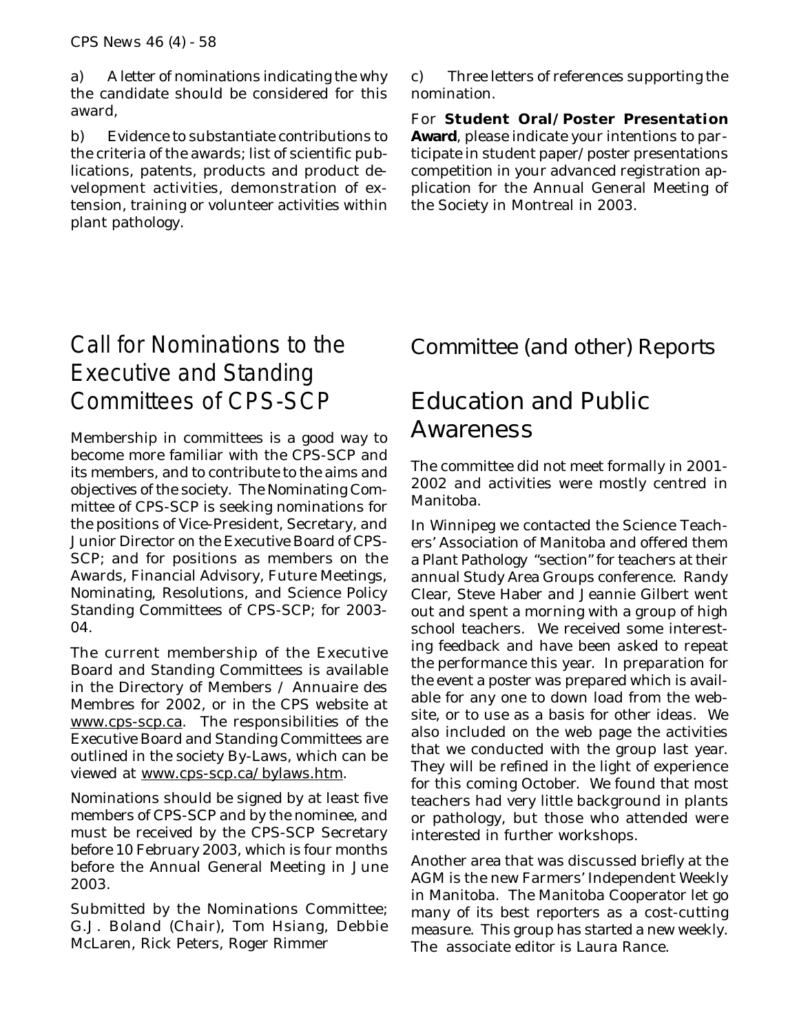a) A letter of nominations indicating the why the candidate should be considered for this award,

b) Evidence to substantiate contributions to the criteria of the awards; list of scientific publications, patents, products and product development activities, demonstration of extension, training or volunteer activities within plant pathology.

c) Three letters of references supporting the nomination.

For **Student Oral/Poster Presentation Award**, please indicate your intentions to participate in student paper/poster presentations competition in your advanced registration application for the Annual General Meeting of the Society in Montreal in 2003.

# Call for Nominations to the Executive and Standing Committees of CPS-SCP

Membership in committees is a good way to become more familiar with the CPS-SCP and its members, and to contribute to the aims and objectives of the society. The Nominating Committee of CPS-SCP is seeking nominations for the positions of Vice-President, Secretary, and Junior Director on the Executive Board of CPS-SCP; and for positions as members on the Awards, Financial Advisory, Future Meetings, Nominating, Resolutions, and Science Policy Standing Committees of CPS-SCP; for 2003-04.

The current membership of the Executive Board and Standing Committees is available in the Directory of Members / Annuaire des Membres for 2002, or in the CPS website at www.cps-scp.ca. The responsibilities of the Executive Board and Standing Committees are outlined in the society By-Laws, which can be viewed at www.cps-scp.ca/bylaws.htm.

Nominations should be signed by at least five members of CPS-SCP and by the nominee, and must be received by the CPS-SCP Secretary before 10 February 2003, which is four months before the Annual General Meeting in June 2003.

Submitted by the Nominations Committee; G.J. Boland (Chair), Tom Hsiang, Debbie McLaren, Rick Peters, Roger Rimmer

# Committee (and other) Reports

## Education and Public Awareness

The committee did not meet formally in 2001-2002 and activities were mostly centred in Manitoba.

In Winnipeg we contacted the Science Teachers' Association of Manitoba and offered them a Plant Pathology "section" for teachers at their annual Study Area Groups conference. Randy Clear, Steve Haber and Jeannie Gilbert went out and spent a morning with a group of high school teachers. We received some interesting feedback and have been asked to repeat the performance this year. In preparation for the event a poster was prepared which is available for any one to down load from the website, or to use as a basis for other ideas. We also included on the web page the activities that we conducted with the group last year. They will be refined in the light of experience for this coming October. We found that most teachers had very little background in plants or pathology, but those who attended were interested in further workshops.

Another area that was discussed briefly at the AGM is the new Farmers' Independent Weekly in Manitoba. The Manitoba Cooperator let go many of its best reporters as a cost-cutting measure. This group has started a new weekly. The associate editor is Laura Rance.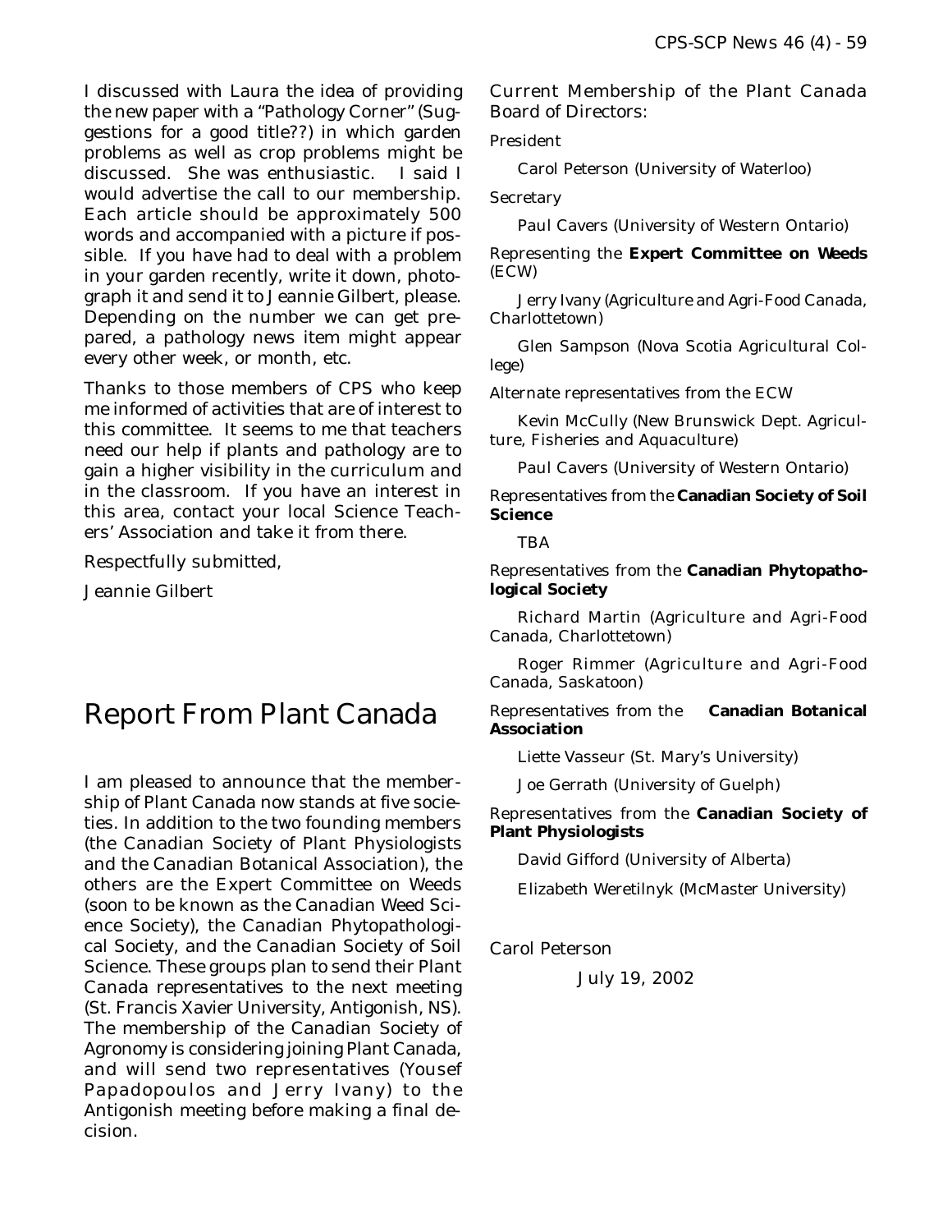I discussed with Laura the idea of providing the new paper with a "Pathology Corner" (Suggestions for a good title??) in which garden problems as well as crop problems might be discussed. She was enthusiastic. I said I would advertise the call to our membership. Each article should be approximately 500 words and accompanied with a picture if possible. If you have had to deal with a problem in your garden recently, write it down, photograph it and send it to Jeannie Gilbert, please. Depending on the number we can get prepared, a pathology news item might appear every other week, or month, etc.

Thanks to those members of CPS who keep me informed of activities that are of interest to this committee. It seems to me that teachers need our help if plants and pathology are to gain a higher visibility in the curriculum and in the classroom. If you have an interest in this area, contact your local Science Teachers' Association and take it from there.

Respectfully submitted,

Jeannie Gilbert

# Report From Plant Canada

I am pleased to announce that the membership of Plant Canada now stands at five societies. In addition to the two founding members (the Canadian Society of Plant Physiologists and the Canadian Botanical Association), the others are the Expert Committee on Weeds (soon to be known as the Canadian Weed Science Society), the Canadian Phytopathological Society, and the Canadian Society of Soil Science. These groups plan to send their Plant Canada representatives to the next meeting (St. Francis Xavier University, Antigonish, NS). The membership of the Canadian Society of Agronomy is considering joining Plant Canada, and will send two representatives (Yousef Papadopoulos and Jerry Ivany) to the Antigonish meeting before making a final decision.

Current Membership of the Plant Canada Board of Directors:

President

Carol Peterson (University of Waterloo)

Secretary

Paul Cavers (University of Western Ontario)

Representing the **Expert Committee on Weeds** (ECW)

Jerry Ivany (Agriculture and Agri-Food Canada, Charlottetown)

Glen Sampson (Nova Scotia Agricultural College)

Alternate representatives from the ECW

Kevin McCully (New Brunswick Dept. Agriculture, Fisheries and Aquaculture)

Paul Cavers (University of Western Ontario)

Representatives from the **Canadian Society of Soil Science**

TBA

Representatives from the **Canadian Phytopathological Society**

Richard Martin (Agriculture and Agri-Food Canada, Charlottetown)

Roger Rimmer (Agriculture and Agri-Food Canada, Saskatoon)

Representatives from the **Canadian Botanical Association**

Liette Vasseur (St. Mary's University)

Joe Gerrath (University of Guelph)

Representatives from the **Canadian Society of Plant Physiologists**

David Gifford (University of Alberta)

Elizabeth Weretilnyk (McMaster University)

Carol Peterson

July 19, 2002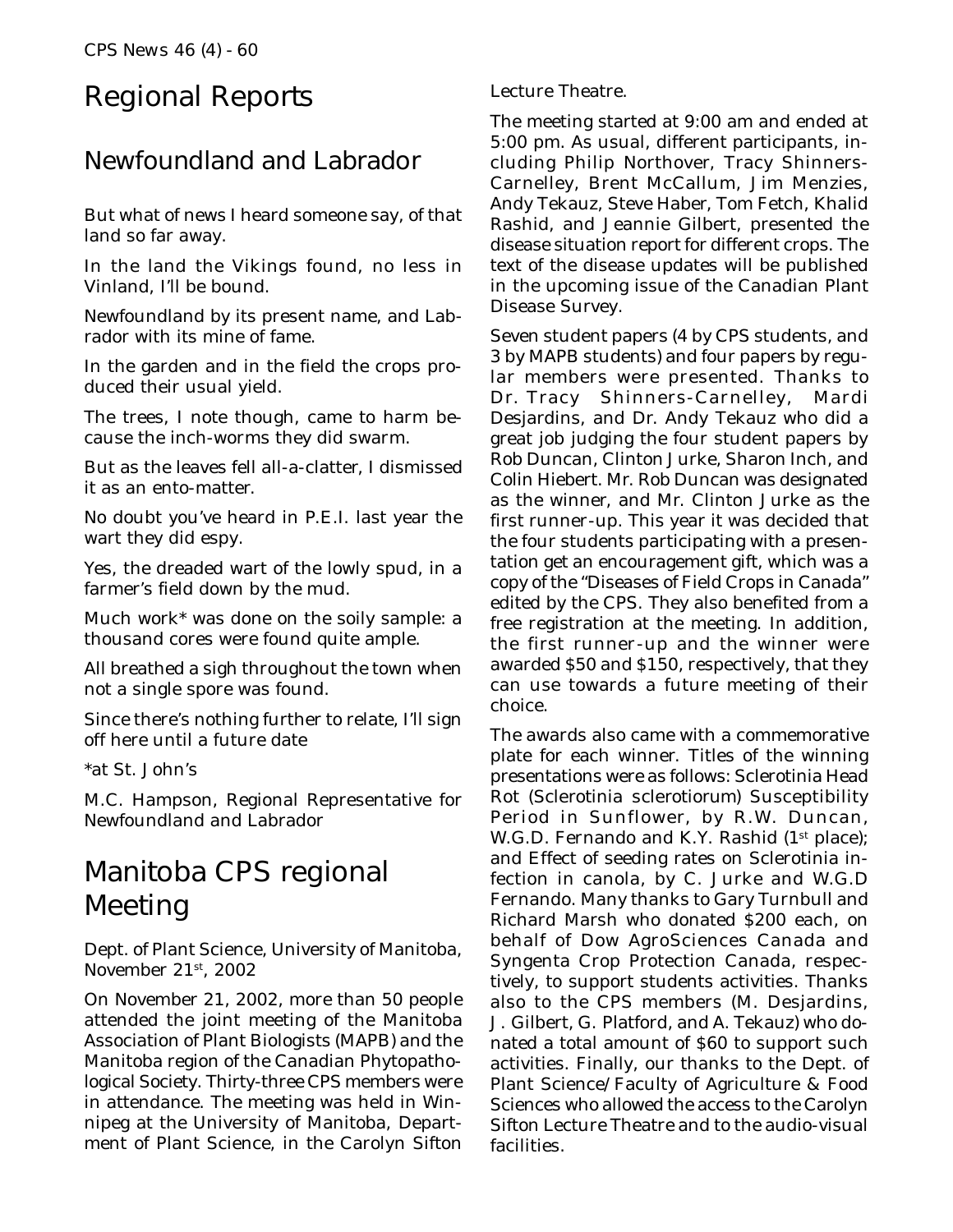# Regional Reports

## Newfoundland and Labrador

But what of news I heard someone say, of that land so far away.

In the land the Vikings found, no less in Vinland, I'll be bound.

Newfoundland by its present name, and Labrador with its mine of fame.

In the garden and in the field the crops produced their usual yield.

The trees, I note though, came to harm because the inch-worms they did swarm.

But as the leaves fell all-a-clatter, I dismissed it as an ento-matter.

No doubt you've heard in P.E.I. last year the wart they did espy.

Yes, the dreaded wart of the lowly spud, in a farmer's field down by the mud.

Much work* was done on the soily sample: a thousand cores were found quite ample.

All breathed a sigh throughout the town when not a single spore was found.

Since there's nothing further to relate, I'll sign off here until a future date

*at St. John's

M.C. Hampson, Regional Representative for Newfoundland and Labrador

# Manitoba CPS regional Meeting

Dept. of Plant Science, University of Manitoba, November 21st, 2002

On November 21, 2002, more than 50 people attended the joint meeting of the Manitoba Association of Plant Biologists (MAPB) and the Manitoba region of the Canadian Phytopathological Society. Thirty-three CPS members were in attendance. The meeting was held in Winnipeg at the University of Manitoba, Department of Plant Science, in the Carolyn Sifton Lecture Theatre.

The meeting started at 9:00 am and ended at 5:00 pm. As usual, different participants, including Philip Northover, Tracy Shinners-Carnelley, Brent McCallum, Jim Menzies, Andy Tekauz, Steve Haber, Tom Fetch, Khalid Rashid, and Jeannie Gilbert, presented the disease situation report for different crops. The text of the disease updates will be published in the upcoming issue of the Canadian Plant Disease Survey.

Seven student papers (4 by CPS students, and 3 by MAPB students) and four papers by regular members were presented. Thanks to Dr. Tracy Shinners-Carnelley, Mardi Desjardins, and Dr. Andy Tekauz who did a great job judging the four student papers by Rob Duncan, Clinton Jurke, Sharon Inch, and Colin Hiebert. Mr. Rob Duncan was designated as the winner, and Mr. Clinton Jurke as the first runner-up. This year it was decided that the four students participating with a presentation get an encouragement gift, which was a copy of the "Diseases of Field Crops in Canada" edited by the CPS. They also benefited from a free registration at the meeting. In addition, the first runner-up and the winner were awarded \$50 and \$150, respectively, that they can use towards a future meeting of their choice.

The awards also came with a commemorative plate for each winner. Titles of the winning presentations were as follows: Sclerotinia Head Rot (Sclerotinia sclerotiorum) Susceptibility Period in Sunflower, by R.W. Duncan, W.G.D. Fernando and K.Y. Rashid (1st place); and Effect of seeding rates on Sclerotinia infection in canola, by C. Jurke and W.G.D Fernando. Many thanks to Gary Turnbull and Richard Marsh who donated \$200 each, on behalf of Dow AgroSciences Canada and Syngenta Crop Protection Canada, respectively, to support students activities. Thanks also to the CPS members (M. Desjardins, J. Gilbert, G. Platford, and A. Tekauz) who donated a total amount of \$60 to support such activities. Finally, our thanks to the Dept. of Plant Science/Faculty of Agriculture & Food Sciences who allowed the access to the Carolyn Sifton Lecture Theatre and to the audio-visual facilities.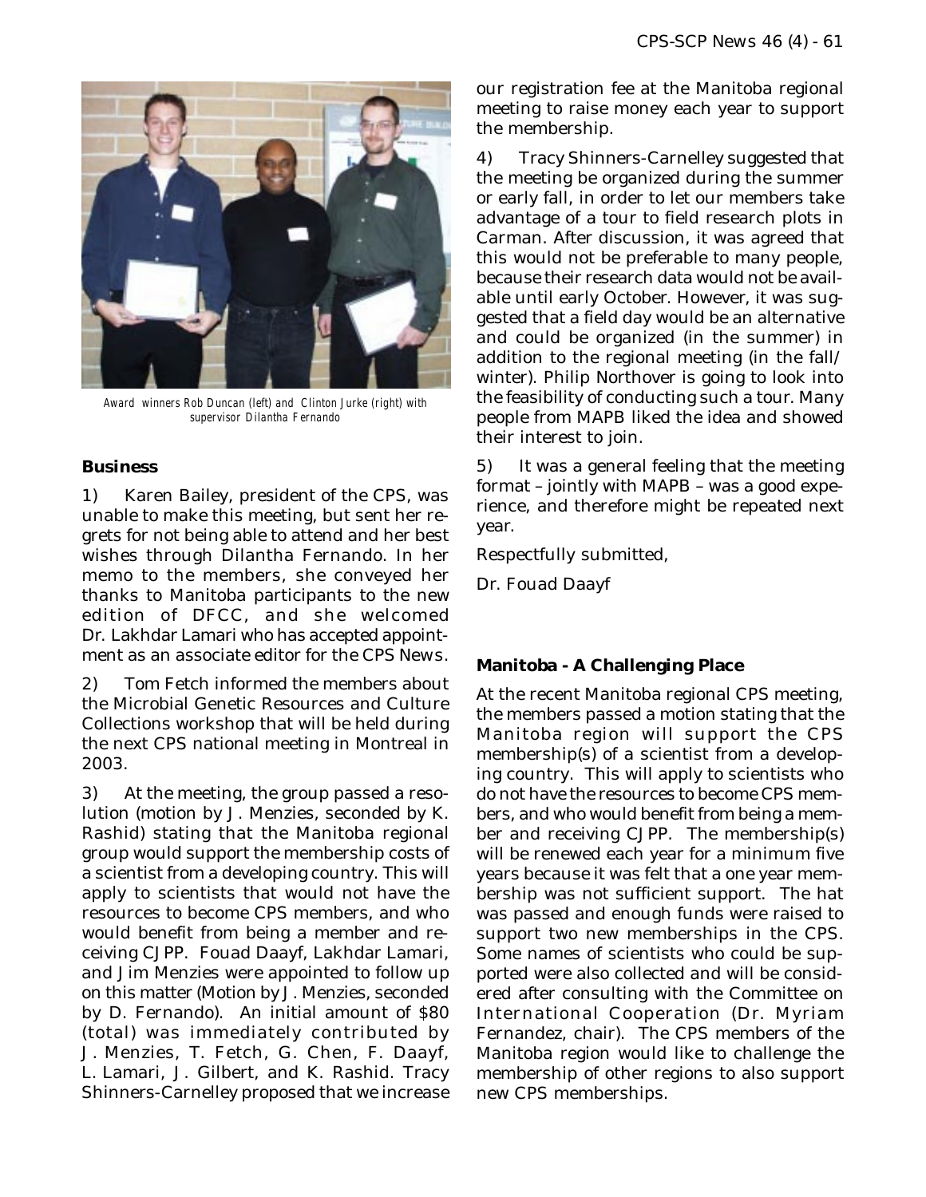Award winners Rob Duncan (left) and Clinton Jurke (right) with supervisor Dilantha Fernando

**Business**

1) Karen Bailey, president of the CPS, was unable to make this meeting, but sent her regrets for not being able to attend and her best wishes through Dilantha Fernando. In her memo to the members, she conveyed her thanks to Manitoba participants to the new edition of DFCC, and she welcomed Dr. Lakhdar Lamari who has accepted appointment as an associate editor for the CPS News.

2) Tom Fetch informed the members about the Microbial Genetic Resources and Culture Collections workshop that will be held during the next CPS national meeting in Montreal in 2003.

3) At the meeting, the group passed a resolution (motion by J. Menzies, seconded by K. Rashid) stating that the Manitoba regional group would support the membership costs of a scientist from a developing country. This will apply to scientists that would not have the resources to become CPS members, and who would benefit from being a member and receiving CJPP. Fouad Daayf, Lakhdar Lamari, and Jim Menzies were appointed to follow up on this matter (Motion by J. Menzies, seconded by D. Fernando). An initial amount of $80 (total) was immediately contributed by J. Menzies, T. Fetch, G. Chen, F. Daayf, L. Lamari, J. Gilbert, and K. Rashid. Tracy Shinners-Carnelley proposed that we increase our registration fee at the Manitoba regional meeting to raise money each year to support the membership.

4) Tracy Shinners-Carnelley suggested that the meeting be organized during the summer or early fall, in order to let our members take advantage of a tour to field research plots in Carman. After discussion, it was agreed that this would not be preferable to many people, because their research data would not be available until early October. However, it was suggested that a field day would be an alternative and could be organized (in the summer) in addition to the regional meeting (in the fall/ winter). Philip Northover is going to look into the feasibility of conducting such a tour. Many people from MAPB liked the idea and showed their interest to join.

5) It was a general feeling that the meeting format – jointly with MAPB – was a good experience, and therefore might be repeated next year.

Respectfully submitted,

Dr. Fouad Daayf

**Manitoba - A Challenging Place**

At the recent Manitoba regional CPS meeting, the members passed a motion stating that the Manitoba region will support the CPS membership(s) of a scientist from a developing country. This will apply to scientists who do not have the resources to become CPS members, and who would benefit from being a member and receiving CJPP. The membership(s) will be renewed each year for a minimum five years because it was felt that a one year membership was not sufficient support. The hat was passed and enough funds were raised to support two new memberships in the CPS. Some names of scientists who could be supported were also collected and will be considered after consulting with the Committee on International Cooperation (Dr. Myriam Fernandez, chair). The CPS members of the Manitoba region would like to challenge the membership of other regions to also support new CPS memberships.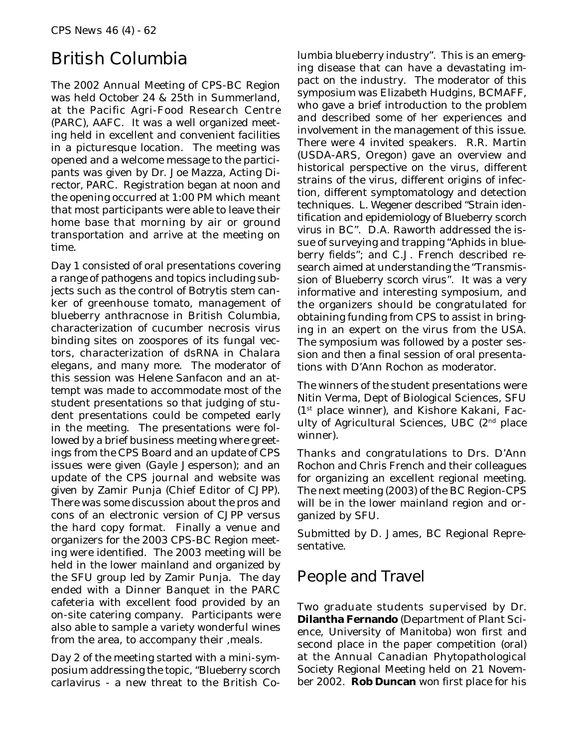# British Columbia

The 2002 Annual Meeting of CPS-BC Region was held October 24 & 25th in Summerland, at the Pacific Agri-Food Research Centre (PARC), AAFC. It was a well organized meeting held in excellent and convenient facilities in a picturesque location. The meeting was opened and a welcome message to the participants was given by Dr. Joe Mazza, Acting Director, PARC. Registration began at noon and the opening occurred at 1:00 PM which meant that most participants were able to leave their home base that morning by air or ground transportation and arrive at the meeting on time.

Day 1 consisted of oral presentations covering a range of pathogens and topics including subjects such as the control of Botrytis stem canker of greenhouse tomato, management of blueberry anthracnose in British Columbia, characterization of cucumber necrosis virus binding sites on zoospores of its fungal vectors, characterization of dsRNA in Chalara elegans, and many more. The moderator of this session was Helene Sanfacon and an attempt was made to accommodate most of the student presentations so that judging of student presentations could be competed early in the meeting. The presentations were followed by a brief business meeting where greetings from the CPS Board and an update of CPS issues were given (Gayle Jesperson); and an update of the CPS journal and website was given by Zamir Punja (Chief Editor of CJPP). There was some discussion about the pros and cons of an electronic version of CJPP versus the hard copy format. Finally a venue and organizers for the 2003 CPS-BC Region meeting were identified. The 2003 meeting will be held in the lower mainland and organized by the SFU group led by Zamir Punja. The day ended with a Dinner Banquet in the PARC cafeteria with excellent food provided by an on-site catering company. Participants were also able to sample a variety wonderful wines from the area, to accompany their ,meals.

Day 2 of the meeting started with a mini-symposium addressing the topic, "Blueberry scorch carlavirus - a new threat to the British Columbia blueberry industry". This is an emerging disease that can have a devastating impact on the industry. The moderator of this symposium was Elizabeth Hudgins, BCMAFF, who gave a brief introduction to the problem and described some of her experiences and involvement in the management of this issue. There were 4 invited speakers. R.R. Martin (USDA-ARS, Oregon) gave an overview and historical perspective on the virus, different strains of the virus, different origins of infection, different symptomatology and detection techniques. L. Wegener described "Strain identification and epidemiology of Blueberry scorch virus in BC". D.A. Raworth addressed the issue of surveying and trapping "Aphids in blueberry fields"; and C.J. French described research aimed at understanding the "Transmission of Blueberry scorch virus". It was a very informative and interesting symposium, and the organizers should be congratulated for obtaining funding from CPS to assist in bringing in an expert on the virus from the USA. The symposium was followed by a poster session and then a final session of oral presentations with D'Ann Rochon as moderator.

The winners of the student presentations were Nitin Verma, Dept of Biological Sciences, SFU (1st place winner), and Kishore Kakani, Faculty of Agricultural Sciences, UBC (2nd place winner).

Thanks and congratulations to Drs. D'Ann Rochon and Chris French and their colleagues for organizing an excellent regional meeting. The next meeting (2003) of the BC Region-CPS will be in the lower mainland region and organized by SFU.

Submitted by D. James, BC Regional Representative.

# People and Travel

Two graduate students supervised by Dr. **Dilantha Fernando** (Department of Plant Science, University of Manitoba) won first and second place in the paper competition (oral) at the Annual Canadian Phytopathological Society Regional Meeting held on 21 November 2002. **Rob Duncan** won first place for his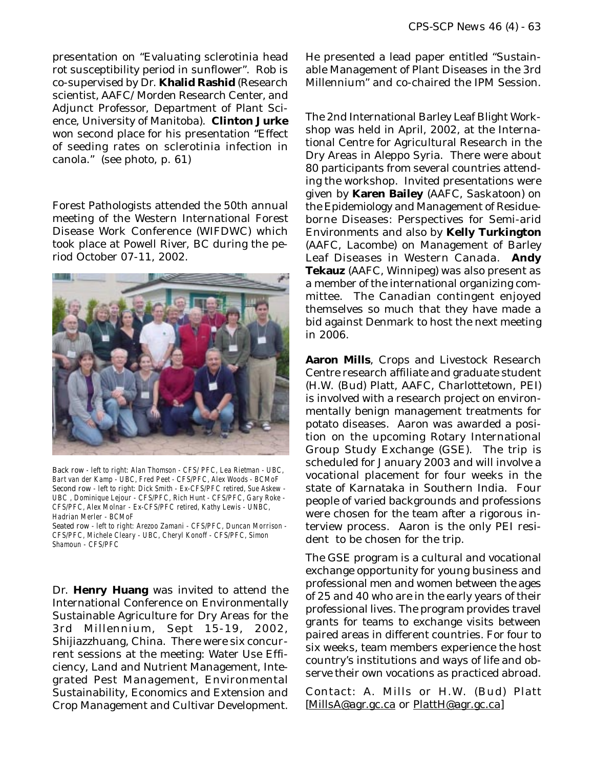presentation on "Evaluating sclerotinia head rot susceptibility period in sunflower". Rob is co-supervised by Dr. **Khalid Rashid** (Research scientist, AAFC/ Morden Research Center, and Adjunct Professor, Department of Plant Science, University of Manitoba). **Clinton Jurke** won second place for his presentation "Effect of seeding rates on sclerotinia infection in canola." (see photo, p. 61)

Forest Pathologists attended the 50th annual meeting of the Western International Forest Disease Work Conference (WIFDWC) which took place at Powell River, BC during the period October 07-11, 2002.

Back row - left to right: Alan Thomson - CFS/ PFC, Lea Rietman - UBC, Bart van der Kamp - UBC, Fred Peet - CFS/PFC, Alex Woods - BCMoF
Second row - left to right: Dick Smith - Ex-CFS/PFC retired, Sue Askew - UBC , Dominique Lejour - CFS/PFC, Rich Hunt - CFS/PFC, Gary Roke - CFS/PFC, Alex Molnar - Ex-CFS/PFC retired, Kathy Lewis - UNBC, Hadrian Merler - BCMoF
Seated row - left to right: Arezoo Zamani - CFS/PFC, Duncan Morrison - CFS/PFC, Michele Cleary - UBC, Cheryl Konoff - CFS/PFC, Simon Shamoun - CFS/PFC

Dr. **Henry Huang** was invited to attend the International Conference on Environmentally Sustainable Agriculture for Dry Areas for the 3rd Millennium, Sept 15-19, 2002, Shijiazzhuang, China. There were six concurrent sessions at the meeting: Water Use Efficiency, Land and Nutrient Management, Integrated Pest Management, Environmental Sustainability, Economics and Extension and Crop Management and Cultivar Development. He presented a lead paper entitled "Sustainable Management of Plant Diseases in the 3rd Millennium" and co-chaired the IPM Session.

The 2nd International Barley Leaf Blight Workshop was held in April, 2002, at the International Centre for Agricultural Research in the Dry Areas in Aleppo Syria. There were about 80 participants from several countries attending the workshop. Invited presentations were given by **Karen Bailey** (AAFC, Saskatoon) on the Epidemiology and Management of Residue-borne Diseases: Perspectives for Semi-arid Environments and also by **Kelly Turkington** (AAFC, Lacombe) on Management of Barley Leaf Diseases in Western Canada. **Andy Tekauz** (AAFC, Winnipeg) was also present as a member of the international organizing committee. The Canadian contingent enjoyed themselves so much that they have made a bid against Denmark to host the next meeting in 2006.

**Aaron Mills**, Crops and Livestock Research Centre research affiliate and graduate student (H.W. (Bud) Platt, AAFC, Charlottetown, PEI) is involved with a research project on environmentally benign management treatments for potato diseases. Aaron was awarded a position on the upcoming Rotary International Group Study Exchange (GSE). The trip is scheduled for January 2003 and will involve a vocational placement for four weeks in the state of Karnataka in Southern India. Four people of varied backgrounds and professions were chosen for the team after a rigorous interview process. Aaron is the only PEI resident to be chosen for the trip.

The GSE program is a cultural and vocational exchange opportunity for young business and professional men and women between the ages of 25 and 40 who are in the early years of their professional lives. The program provides travel grants for teams to exchange visits between paired areas in different countries. For four to six weeks, team members experience the host country's institutions and ways of life and observe their own vocations as practiced abroad.

Contact: A. Mills or H.W. (Bud) Platt [MillsA@agr.gc.ca or PlattH@agr.gc.ca]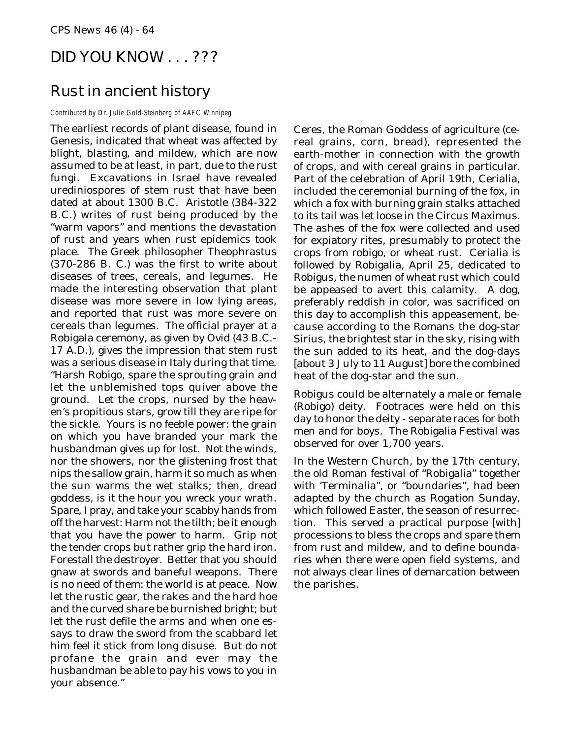# DID YOU KNOW . . . ???

## Rust in ancient history

*Contributed by Dr. Julie Gold-Steinberg of AAFC Winnipeg*

The earliest records of plant disease, found in Genesis, indicated that wheat was affected by blight, blasting, and mildew, which are now assumed to be at least, in part, due to the rust fungi. Excavations in Israel have revealed urediniospores of stem rust that have been dated at about 1300 B.C. Aristotle (384-322 B.C.) writes of rust being produced by the "warm vapors" and mentions the devastation of rust and years when rust epidemics took place. The Greek philosopher Theophrastus (370-286 B. C.) was the first to write about diseases of trees, cereals, and legumes. He made the interesting observation that plant disease was more severe in low lying areas, and reported that rust was more severe on cereals than legumes. The official prayer at a Robigala ceremony, as given by Ovid (43 B.C.-17 A.D.), gives the impression that stem rust was a serious disease in Italy during that time. "Harsh Robigo, spare the sprouting grain and let the unblemished tops quiver above the ground. Let the crops, nursed by the heaven's propitious stars, grow till they are ripe for the sickle. Yours is no feeble power: the grain on which you have branded your mark the husbandman gives up for lost. Not the winds, nor the showers, nor the glistening frost that nips the sallow grain, harm it so much as when the sun warms the wet stalks; then, dread goddess, is it the hour you wreck your wrath. Spare, I pray, and take your scabby hands from off the harvest: Harm not the tilth; be it enough that you have the power to harm. Grip not the tender crops but rather grip the hard iron. Forestall the destroyer. Better that you should gnaw at swords and baneful weapons. There is no need of them: the world is at peace. Now let the rustic gear, the rakes and the hard hoe and the curved share be burnished bright; but let the rust defile the arms and when one essays to draw the sword from the scabbard let him feel it stick from long disuse. But do not profane the grain and ever may the husbandman be able to pay his vows to you in your absence."

Ceres, the Roman Goddess of agriculture (cereal grains, corn, bread), represented the earth-mother in connection with the growth of crops, and with cereal grains in particular. Part of the celebration of April 19th, Cerialia, included the ceremonial burning of the fox, in which a fox with burning grain stalks attached to its tail was let loose in the Circus Maximus. The ashes of the fox were collected and used for expiatory rites, presumably to protect the crops from robigo, or wheat rust. Cerialia is followed by Robigalia, April 25, dedicated to Robigus, the numen of wheat rust which could be appeased to avert this calamity. A dog, preferably reddish in color, was sacrificed on this day to accomplish this appeasement, because according to the Romans the dog-star Sirius, the brightest star in the sky, rising with the sun added to its heat, and the dog-days [about 3 July to 11 August] bore the combined heat of the dog-star and the sun.

Robigus could be alternately a male or female (Robigo) deity. Footraces were held on this day to honor the deity - separate races for both men and for boys. The Robigalia Festival was observed for over 1,700 years.

In the Western Church, by the 17th century, the old Roman festival of "Robigalia" together with 'Terminalia", or "boundaries", had been adapted by the church as Rogation Sunday, which followed Easter, the season of resurrection. This served a practical purpose [with] processions to bless the crops and spare them from rust and mildew, and to define boundaries when there were open field systems, and not always clear lines of demarcation between the parishes.